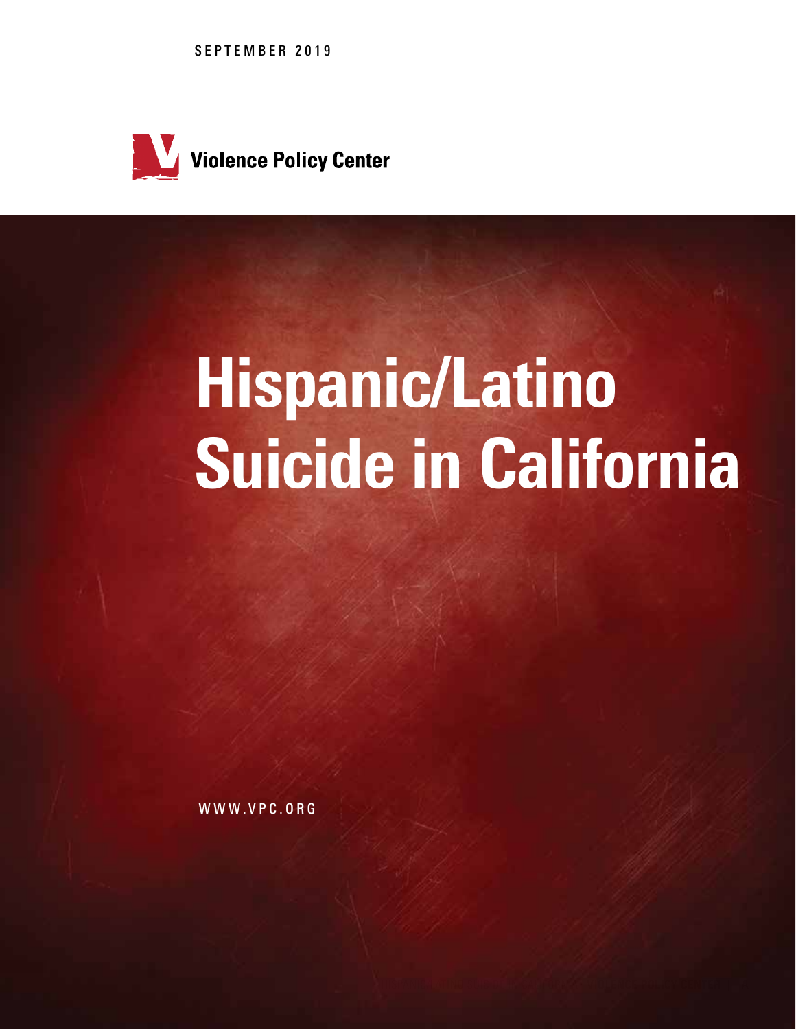SEPTEMBER 2019

Violence Policy Center

# Hispanic/Latino Suicide in California

WWW.VPC.ORG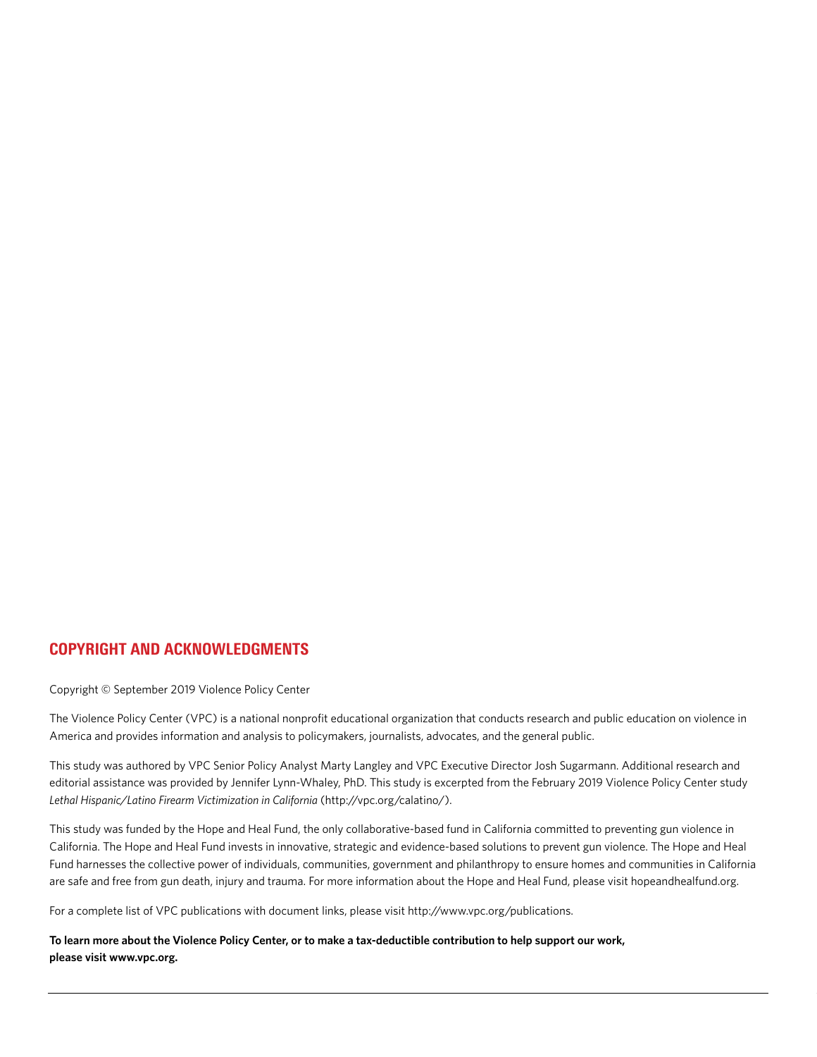## COPYRIGHT AND ACKNOWLEDGMENTS

Copyright © September 2019 Violence Policy Center

The Violence Policy Center (VPC) is a national nonprofit educational organization that conducts research and public education on violence in America and provides information and analysis to policymakers, journalists, advocates, and the general public.

This study was authored by VPC Senior Policy Analyst Marty Langley and VPC Executive Director Josh Sugarmann. Additional research and editorial assistance was provided by Jennifer Lynn-Whaley, PhD. This study is excerpted from the February 2019 Violence Policy Center study *Lethal Hispanic/Latino Firearm Victimization in California* (http://vpc.org/calatino/).

This study was funded by the Hope and Heal Fund, the only collaborative-based fund in California committed to preventing gun violence in California. The Hope and Heal Fund invests in innovative, strategic and evidence-based solutions to prevent gun violence. The Hope and Heal Fund harnesses the collective power of individuals, communities, government and philanthropy to ensure homes and communities in California are safe and free from gun death, injury and trauma. For more information about the Hope and Heal Fund, please visit hopeandhealfund.org.

For a complete list of VPC publications with document links, please visit http://www.vpc.org/publications.

**To learn more about the Violence Policy Center, or to make a tax-deductible contribution to help support our work, please visit www.vpc.org.**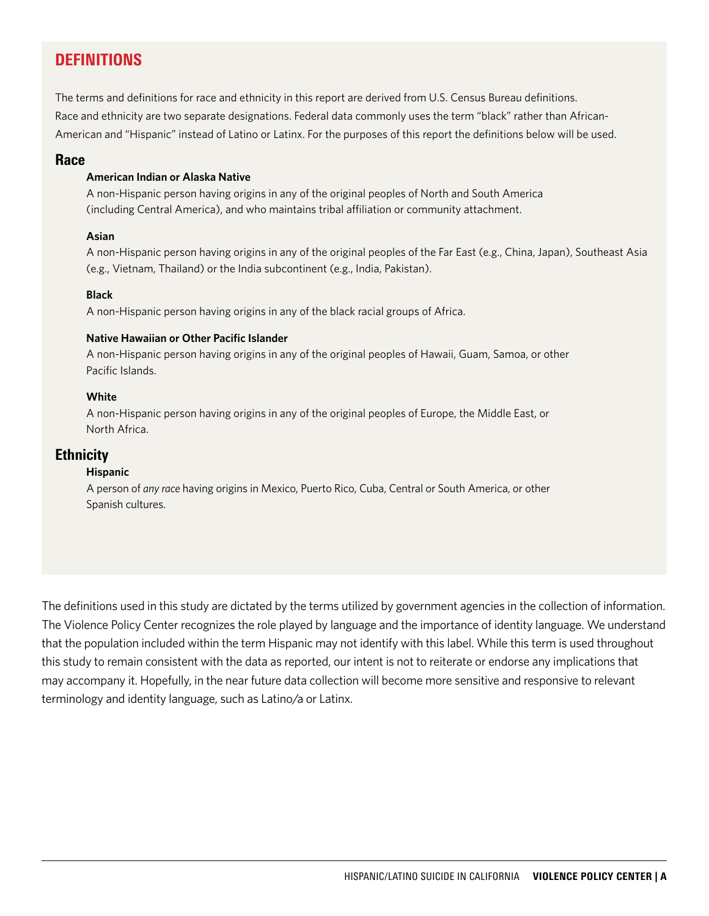## DEFINITIONS

The terms and definitions for race and ethnicity in this report are derived from U.S. Census Bureau definitions. Race and ethnicity are two separate designations. Federal data commonly uses the term "black" rather than African-American and "Hispanic" instead of Latino or Latinx. For the purposes of this report the definitions below will be used.

### Race

**American Indian or Alaska Native**

A non-Hispanic person having origins in any of the original peoples of North and South America (including Central America), and who maintains tribal affiliation or community attachment.

**Asian**

A non-Hispanic person having origins in any of the original peoples of the Far East (e.g., China, Japan), Southeast Asia (e.g., Vietnam, Thailand) or the India subcontinent (e.g., India, Pakistan).

**Black**

A non-Hispanic person having origins in any of the black racial groups of Africa.

**Native Hawaiian or Other Pacific Islander**

A non-Hispanic person having origins in any of the original peoples of Hawaii, Guam, Samoa, or other Pacific Islands.

**White**

A non-Hispanic person having origins in any of the original peoples of Europe, the Middle East, or North Africa.

### Ethnicity

**Hispanic**

A person of *any race* having origins in Mexico, Puerto Rico, Cuba, Central or South America, or other Spanish cultures.

The definitions used in this study are dictated by the terms utilized by government agencies in the collection of information. The Violence Policy Center recognizes the role played by language and the importance of identity language. We understand that the population included within the term Hispanic may not identify with this label. While this term is used throughout this study to remain consistent with the data as reported, our intent is not to reiterate or endorse any implications that may accompany it. Hopefully, in the near future data collection will become more sensitive and responsive to relevant terminology and identity language, such as Latino/a or Latinx.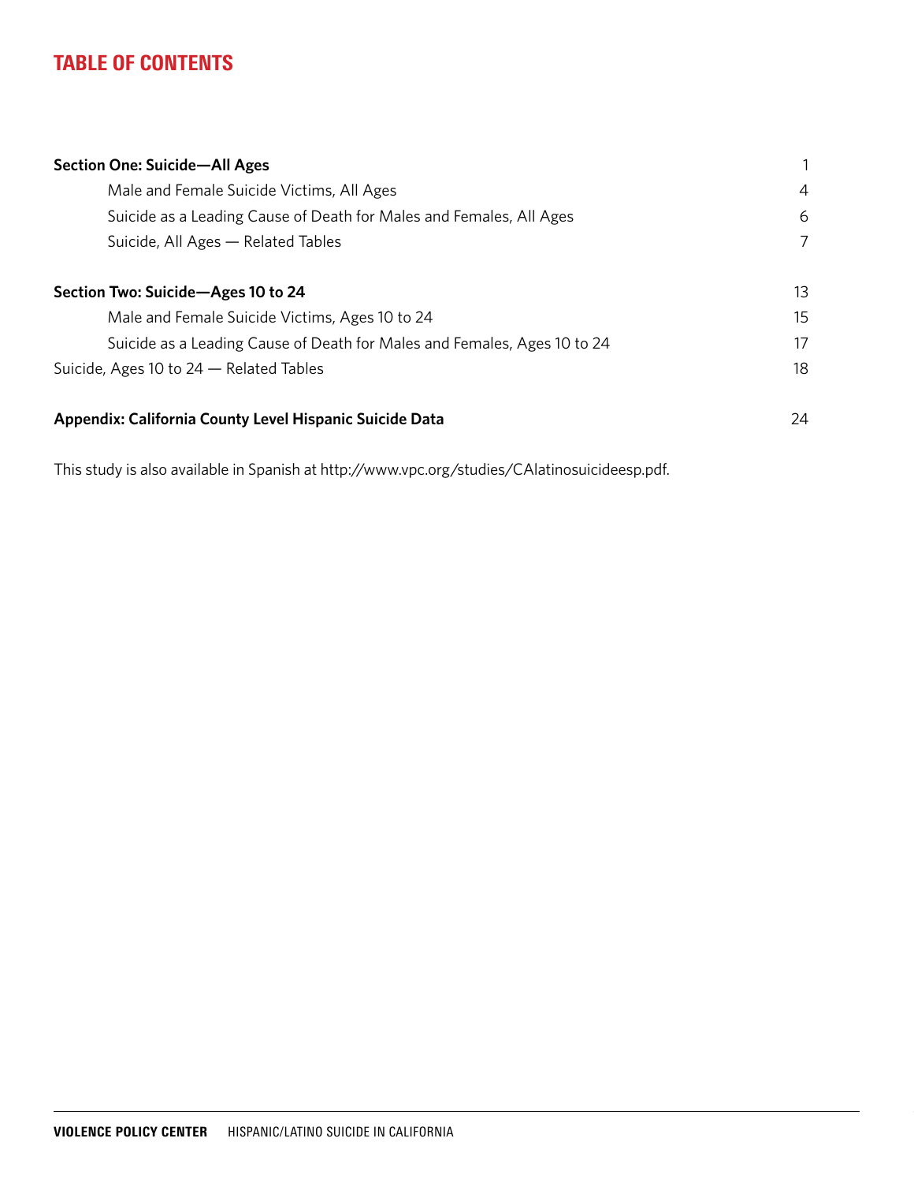# TABLE OF CONTENTS

| | |
|---|---|
| **Section One: Suicide—All Ages** | 1 |
| Male and Female Suicide Victims, All Ages | 4 |
| Suicide as a Leading Cause of Death for Males and Females, All Ages | 6 |
| Suicide, All Ages — Related Tables | 7 |
| **Section Two: Suicide—Ages 10 to 24** | 13 |
| Male and Female Suicide Victims, Ages 10 to 24 | 15 |
| Suicide as a Leading Cause of Death for Males and Females, Ages 10 to 24 | 17 |
| Suicide, Ages 10 to 24 — Related Tables | 18 |
| **Appendix: California County Level Hispanic Suicide Data** | 24 |

This study is also available in Spanish at http://www.vpc.org/studies/CAlatinosuicideesp.pdf.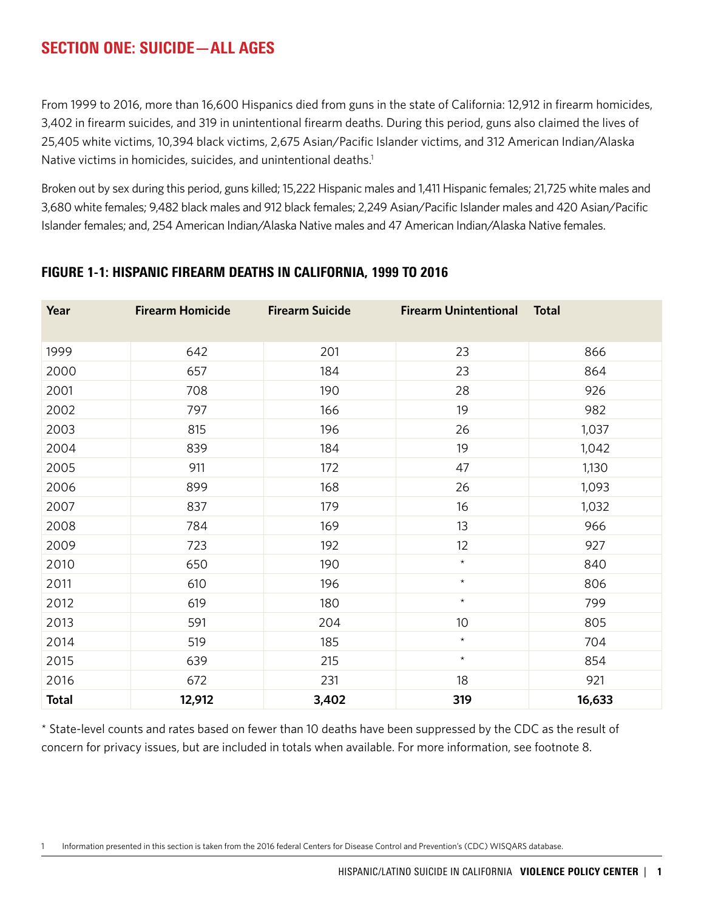## SECTION ONE: SUICIDE—ALL AGES

From 1999 to 2016, more than 16,600 Hispanics died from guns in the state of California: 12,912 in firearm homicides, 3,402 in firearm suicides, and 319 in unintentional firearm deaths. During this period, guns also claimed the lives of 25,405 white victims, 10,394 black victims, 2,675 Asian/Pacific Islander victims, and 312 American Indian/Alaska Native victims in homicides, suicides, and unintentional deaths.[1]

Broken out by sex during this period, guns killed; 15,222 Hispanic males and 1,411 Hispanic females; 21,725 white males and 3,680 white females; 9,482 black males and 912 black females; 2,249 Asian/Pacific Islander males and 420 Asian/Pacific Islander females; and, 254 American Indian/Alaska Native males and 47 American Indian/Alaska Native females.

### FIGURE 1-1: HISPANIC FIREARM DEATHS IN CALIFORNIA, 1999 TO 2016

| Year | Firearm Homicide | Firearm Suicide | Firearm Unintentional | Total |
|---|---|---|---|---|
| 1999 | 642 | 201 | 23 | 866 |
| 2000 | 657 | 184 | 23 | 864 |
| 2001 | 708 | 190 | 28 | 926 |
| 2002 | 797 | 166 | 19 | 982 |
| 2003 | 815 | 196 | 26 | 1,037 |
| 2004 | 839 | 184 | 19 | 1,042 |
| 2005 | 911 | 172 | 47 | 1,130 |
| 2006 | 899 | 168 | 26 | 1,093 |
| 2007 | 837 | 179 | 16 | 1,032 |
| 2008 | 784 | 169 | 13 | 966 |
| 2009 | 723 | 192 | 12 | 927 |
| 2010 | 650 | 190 | * | 840 |
| 2011 | 610 | 196 | * | 806 |
| 2012 | 619 | 180 | * | 799 |
| 2013 | 591 | 204 | 10 | 805 |
| 2014 | 519 | 185 | * | 704 |
| 2015 | 639 | 215 | * | 854 |
| 2016 | 672 | 231 | 18 | 921 |
| **Total** | **12,912** | **3,402** | **319** | **16,633** |

* State-level counts and rates based on fewer than 10 deaths have been suppressed by the CDC as the result of concern for privacy issues, but are included in totals when available. For more information, see footnote 8.

1 Information presented in this section is taken from the 2016 federal Centers for Disease Control and Prevention's (CDC) WISQARS database.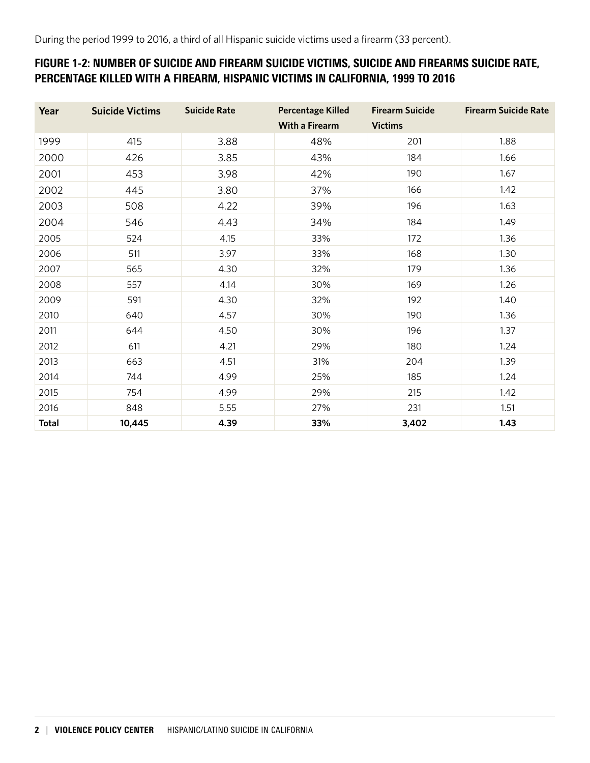During the period 1999 to 2016, a third of all Hispanic suicide victims used a firearm (33 percent).

### FIGURE 1-2: NUMBER OF SUICIDE AND FIREARM SUICIDE VICTIMS, SUICIDE AND FIREARMS SUICIDE RATE, PERCENTAGE KILLED WITH A FIREARM, HISPANIC VICTIMS IN CALIFORNIA, 1999 TO 2016

| Year | Suicide Victims | Suicide Rate | Percentage Killed With a Firearm | Firearm Suicide Victims | Firearm Suicide Rate |
|---|---|---|---|---|---|
| 1999 | 415 | 3.88 | 48% | 201 | 1.88 |
| 2000 | 426 | 3.85 | 43% | 184 | 1.66 |
| 2001 | 453 | 3.98 | 42% | 190 | 1.67 |
| 2002 | 445 | 3.80 | 37% | 166 | 1.42 |
| 2003 | 508 | 4.22 | 39% | 196 | 1.63 |
| 2004 | 546 | 4.43 | 34% | 184 | 1.49 |
| 2005 | 524 | 4.15 | 33% | 172 | 1.36 |
| 2006 | 511 | 3.97 | 33% | 168 | 1.30 |
| 2007 | 565 | 4.30 | 32% | 179 | 1.36 |
| 2008 | 557 | 4.14 | 30% | 169 | 1.26 |
| 2009 | 591 | 4.30 | 32% | 192 | 1.40 |
| 2010 | 640 | 4.57 | 30% | 190 | 1.36 |
| 2011 | 644 | 4.50 | 30% | 196 | 1.37 |
| 2012 | 611 | 4.21 | 29% | 180 | 1.24 |
| 2013 | 663 | 4.51 | 31% | 204 | 1.39 |
| 2014 | 744 | 4.99 | 25% | 185 | 1.24 |
| 2015 | 754 | 4.99 | 29% | 215 | 1.42 |
| 2016 | 848 | 5.55 | 27% | 231 | 1.51 |
| **Total** | **10,445** | **4.39** | **33%** | **3,402** | **1.43** |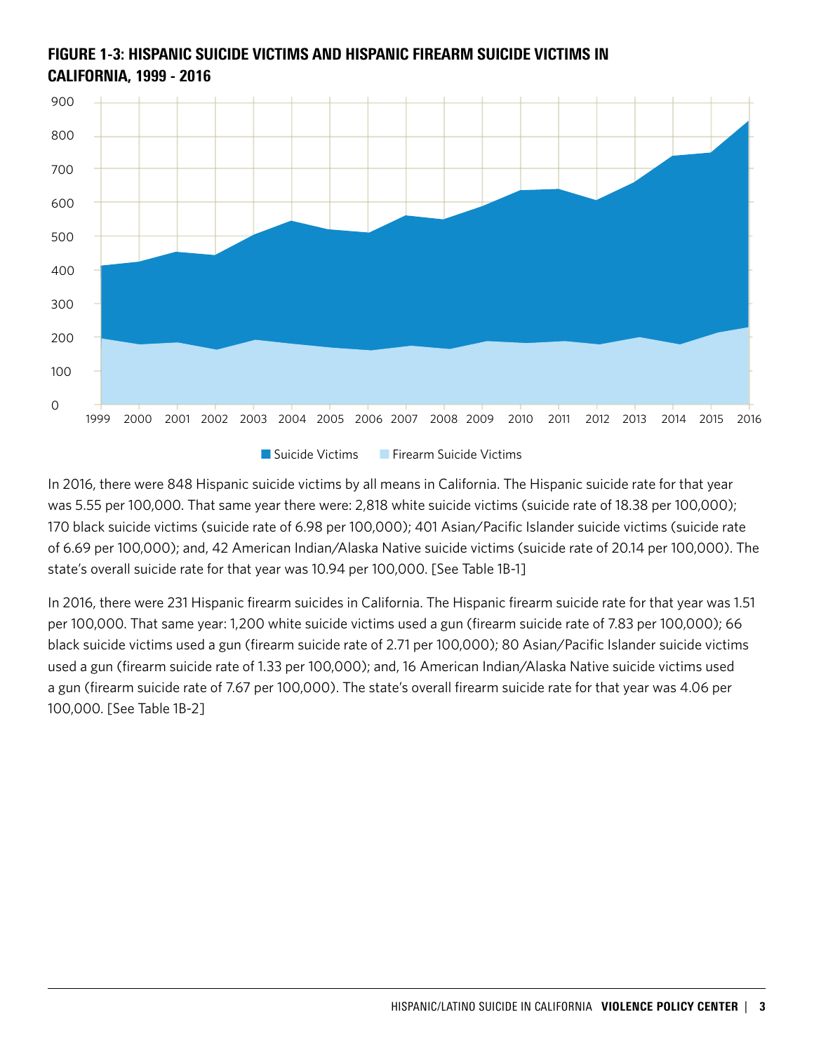**FIGURE 1-3: HISPANIC SUICIDE VICTIMS AND HISPANIC FIREARM SUICIDE VICTIMS IN CALIFORNIA, 1999 - 2016**

In 2016, there were 848 Hispanic suicide victims by all means in California. The Hispanic suicide rate for that year was 5.55 per 100,000. That same year there were: 2,818 white suicide victims (suicide rate of 18.38 per 100,000); 170 black suicide victims (suicide rate of 6.98 per 100,000); 401 Asian/Pacific Islander suicide victims (suicide rate of 6.69 per 100,000); and, 42 American Indian/Alaska Native suicide victims (suicide rate of 20.14 per 100,000). The state's overall suicide rate for that year was 10.94 per 100,000. [See Table 1B-1]

In 2016, there were 231 Hispanic firearm suicides in California. The Hispanic firearm suicide rate for that year was 1.51 per 100,000. That same year: 1,200 white suicide victims used a gun (firearm suicide rate of 7.83 per 100,000); 66 black suicide victims used a gun (firearm suicide rate of 2.71 per 100,000); 80 Asian/Pacific Islander suicide victims used a gun (firearm suicide rate of 1.33 per 100,000); and, 16 American Indian/Alaska Native suicide victims used a gun (firearm suicide rate of 7.67 per 100,000). The state's overall firearm suicide rate for that year was 4.06 per 100,000. [See Table 1B-2]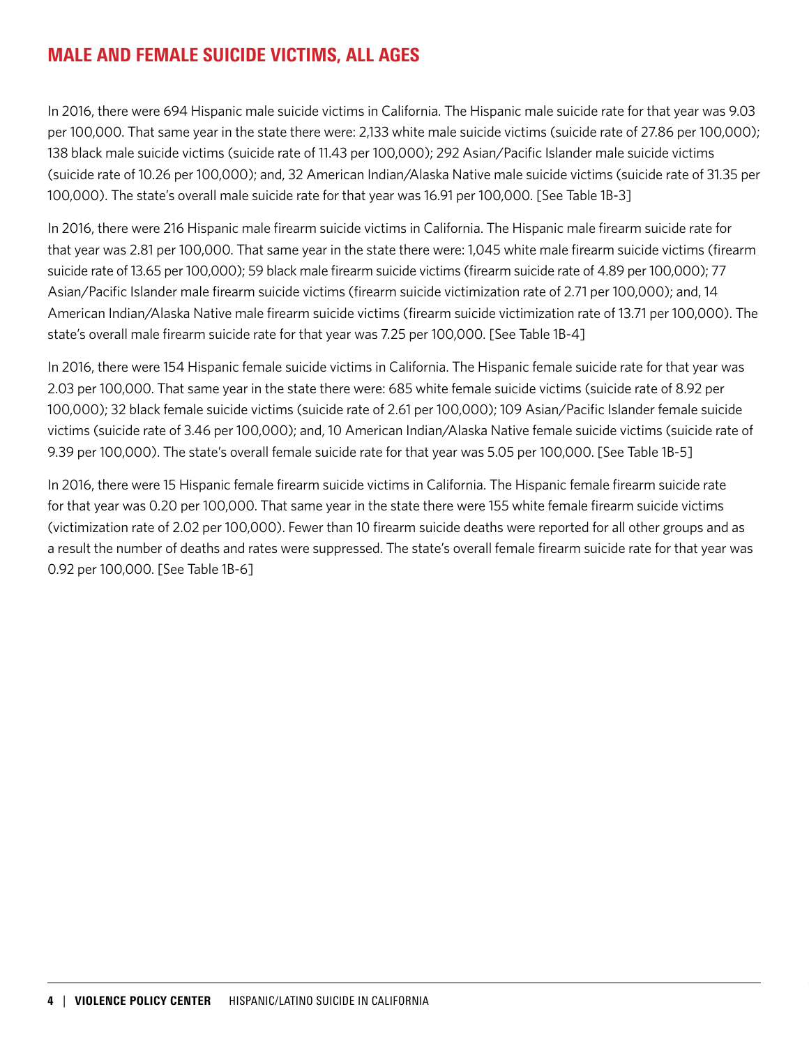## MALE AND FEMALE SUICIDE VICTIMS, ALL AGES

In 2016, there were 694 Hispanic male suicide victims in California. The Hispanic male suicide rate for that year was 9.03 per 100,000. That same year in the state there were: 2,133 white male suicide victims (suicide rate of 27.86 per 100,000); 138 black male suicide victims (suicide rate of 11.43 per 100,000); 292 Asian/Pacific Islander male suicide victims (suicide rate of 10.26 per 100,000); and, 32 American Indian/Alaska Native male suicide victims (suicide rate of 31.35 per 100,000). The state's overall male suicide rate for that year was 16.91 per 100,000. [See Table 1B-3]

In 2016, there were 216 Hispanic male firearm suicide victims in California. The Hispanic male firearm suicide rate for that year was 2.81 per 100,000. That same year in the state there were: 1,045 white male firearm suicide victims (firearm suicide rate of 13.65 per 100,000); 59 black male firearm suicide victims (firearm suicide rate of 4.89 per 100,000); 77 Asian/Pacific Islander male firearm suicide victims (firearm suicide victimization rate of 2.71 per 100,000); and, 14 American Indian/Alaska Native male firearm suicide victims (firearm suicide victimization rate of 13.71 per 100,000). The state's overall male firearm suicide rate for that year was 7.25 per 100,000. [See Table 1B-4]

In 2016, there were 154 Hispanic female suicide victims in California. The Hispanic female suicide rate for that year was 2.03 per 100,000. That same year in the state there were: 685 white female suicide victims (suicide rate of 8.92 per 100,000); 32 black female suicide victims (suicide rate of 2.61 per 100,000); 109 Asian/Pacific Islander female suicide victims (suicide rate of 3.46 per 100,000); and, 10 American Indian/Alaska Native female suicide victims (suicide rate of 9.39 per 100,000). The state's overall female suicide rate for that year was 5.05 per 100,000. [See Table 1B-5]

In 2016, there were 15 Hispanic female firearm suicide victims in California. The Hispanic female firearm suicide rate for that year was 0.20 per 100,000. That same year in the state there were 155 white female firearm suicide victims (victimization rate of 2.02 per 100,000). Fewer than 10 firearm suicide deaths were reported for all other groups and as a result the number of deaths and rates were suppressed. The state's overall female firearm suicide rate for that year was 0.92 per 100,000. [See Table 1B-6]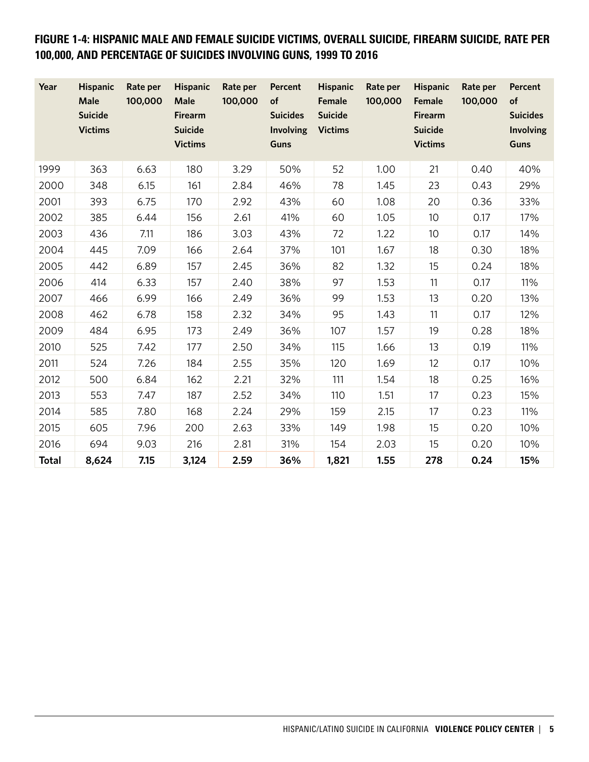## FIGURE 1-4: HISPANIC MALE AND FEMALE SUICIDE VICTIMS, OVERALL SUICIDE, FIREARM SUICIDE, RATE PER 100,000, AND PERCENTAGE OF SUICIDES INVOLVING GUNS, 1999 TO 2016

| Year | Hispanic Male Suicide Victims | Rate per 100,000 | Hispanic Male Firearm Suicide Victims | Rate per 100,000 | Percent of Suicides Involving Guns | Hispanic Female Suicide Victims | Rate per 100,000 | Hispanic Female Firearm Suicide Victims | Rate per 100,000 | Percent of Suicides Involving Guns |
|---|---|---|---|---|---|---|---|---|---|---|
| 1999 | 363 | 6.63 | 180 | 3.29 | 50% | 52 | 1.00 | 21 | 0.40 | 40% |
| 2000 | 348 | 6.15 | 161 | 2.84 | 46% | 78 | 1.45 | 23 | 0.43 | 29% |
| 2001 | 393 | 6.75 | 170 | 2.92 | 43% | 60 | 1.08 | 20 | 0.36 | 33% |
| 2002 | 385 | 6.44 | 156 | 2.61 | 41% | 60 | 1.05 | 10 | 0.17 | 17% |
| 2003 | 436 | 7.11 | 186 | 3.03 | 43% | 72 | 1.22 | 10 | 0.17 | 14% |
| 2004 | 445 | 7.09 | 166 | 2.64 | 37% | 101 | 1.67 | 18 | 0.30 | 18% |
| 2005 | 442 | 6.89 | 157 | 2.45 | 36% | 82 | 1.32 | 15 | 0.24 | 18% |
| 2006 | 414 | 6.33 | 157 | 2.40 | 38% | 97 | 1.53 | 11 | 0.17 | 11% |
| 2007 | 466 | 6.99 | 166 | 2.49 | 36% | 99 | 1.53 | 13 | 0.20 | 13% |
| 2008 | 462 | 6.78 | 158 | 2.32 | 34% | 95 | 1.43 | 11 | 0.17 | 12% |
| 2009 | 484 | 6.95 | 173 | 2.49 | 36% | 107 | 1.57 | 19 | 0.28 | 18% |
| 2010 | 525 | 7.42 | 177 | 2.50 | 34% | 115 | 1.66 | 13 | 0.19 | 11% |
| 2011 | 524 | 7.26 | 184 | 2.55 | 35% | 120 | 1.69 | 12 | 0.17 | 10% |
| 2012 | 500 | 6.84 | 162 | 2.21 | 32% | 111 | 1.54 | 18 | 0.25 | 16% |
| 2013 | 553 | 7.47 | 187 | 2.52 | 34% | 110 | 1.51 | 17 | 0.23 | 15% |
| 2014 | 585 | 7.80 | 168 | 2.24 | 29% | 159 | 2.15 | 17 | 0.23 | 11% |
| 2015 | 605 | 7.96 | 200 | 2.63 | 33% | 149 | 1.98 | 15 | 0.20 | 10% |
| 2016 | 694 | 9.03 | 216 | 2.81 | 31% | 154 | 2.03 | 15 | 0.20 | 10% |
| **Total** | **8,624** | **7.15** | **3,124** | **2.59** | **36%** | **1,821** | **1.55** | **278** | **0.24** | **15%** |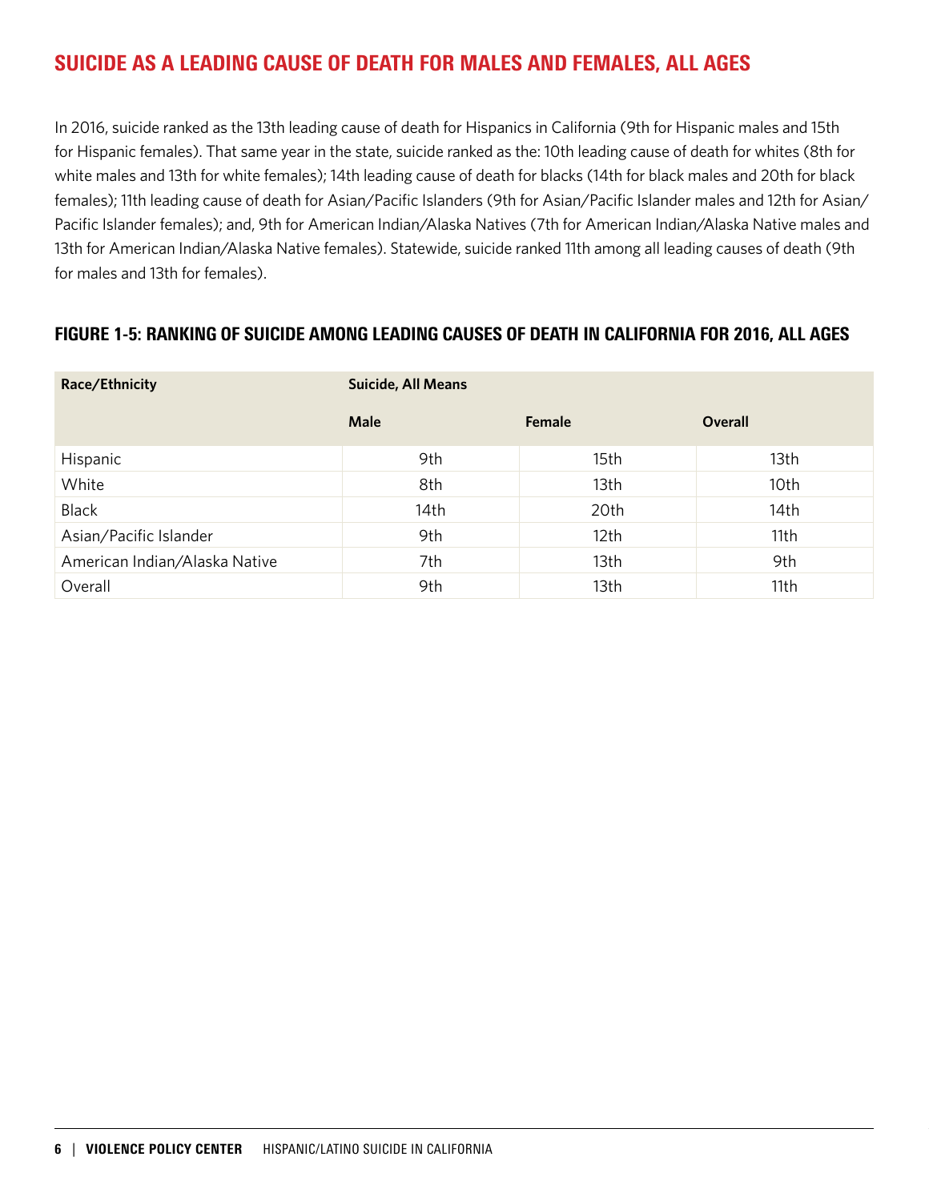## SUICIDE AS A LEADING CAUSE OF DEATH FOR MALES AND FEMALES, ALL AGES

In 2016, suicide ranked as the 13th leading cause of death for Hispanics in California (9th for Hispanic males and 15th for Hispanic females). That same year in the state, suicide ranked as the: 10th leading cause of death for whites (8th for white males and 13th for white females); 14th leading cause of death for blacks (14th for black males and 20th for black females); 11th leading cause of death for Asian/Pacific Islanders (9th for Asian/Pacific Islander males and 12th for Asian/Pacific Islander females); and, 9th for American Indian/Alaska Natives (7th for American Indian/Alaska Native males and 13th for American Indian/Alaska Native females). Statewide, suicide ranked 11th among all leading causes of death (9th for males and 13th for females).

### FIGURE 1-5: RANKING OF SUICIDE AMONG LEADING CAUSES OF DEATH IN CALIFORNIA FOR 2016, ALL AGES

| Race/Ethnicity | Suicide, All Means | | |
|---|---|---|---|
| | Male | Female | Overall |
| Hispanic | 9th | 15th | 13th |
| White | 8th | 13th | 10th |
| Black | 14th | 20th | 14th |
| Asian/Pacific Islander | 9th | 12th | 11th |
| American Indian/Alaska Native | 7th | 13th | 9th |
| Overall | 9th | 13th | 11th |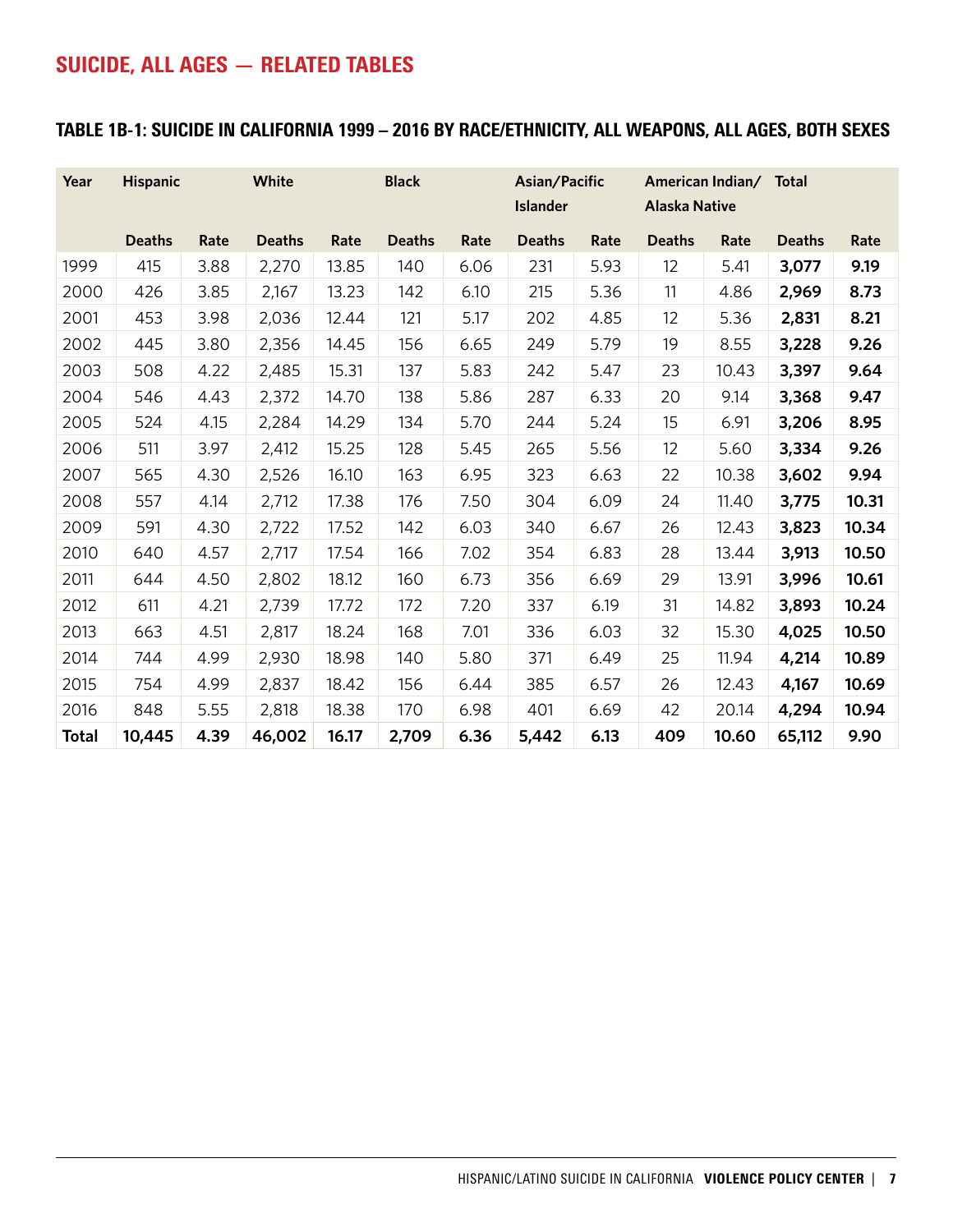## SUICIDE, ALL AGES — RELATED TABLES

### TABLE 1B-1: SUICIDE IN CALIFORNIA 1999 – 2016 BY RACE/ETHNICITY, ALL WEAPONS, ALL AGES, BOTH SEXES

| Year | Hispanic | | White | | Black | | Asian/Pacific Islander | | American Indian/ Alaska Native | | Total | |
|---|---|---|---|---|---|---|---|---|---|---|---|---|
| | Deaths | Rate | Deaths | Rate | Deaths | Rate | Deaths | Rate | Deaths | Rate | Deaths | Rate |
| 1999 | 415 | 3.88 | 2,270 | 13.85 | 140 | 6.06 | 231 | 5.93 | 12 | 5.41 | **3,077** | **9.19** |
| 2000 | 426 | 3.85 | 2,167 | 13.23 | 142 | 6.10 | 215 | 5.36 | 11 | 4.86 | **2,969** | **8.73** |
| 2001 | 453 | 3.98 | 2,036 | 12.44 | 121 | 5.17 | 202 | 4.85 | 12 | 5.36 | **2,831** | **8.21** |
| 2002 | 445 | 3.80 | 2,356 | 14.45 | 156 | 6.65 | 249 | 5.79 | 19 | 8.55 | **3,228** | **9.26** |
| 2003 | 508 | 4.22 | 2,485 | 15.31 | 137 | 5.83 | 242 | 5.47 | 23 | 10.43 | **3,397** | **9.64** |
| 2004 | 546 | 4.43 | 2,372 | 14.70 | 138 | 5.86 | 287 | 6.33 | 20 | 9.14 | **3,368** | **9.47** |
| 2005 | 524 | 4.15 | 2,284 | 14.29 | 134 | 5.70 | 244 | 5.24 | 15 | 6.91 | **3,206** | **8.95** |
| 2006 | 511 | 3.97 | 2,412 | 15.25 | 128 | 5.45 | 265 | 5.56 | 12 | 5.60 | **3,334** | **9.26** |
| 2007 | 565 | 4.30 | 2,526 | 16.10 | 163 | 6.95 | 323 | 6.63 | 22 | 10.38 | **3,602** | **9.94** |
| 2008 | 557 | 4.14 | 2,712 | 17.38 | 176 | 7.50 | 304 | 6.09 | 24 | 11.40 | **3,775** | **10.31** |
| 2009 | 591 | 4.30 | 2,722 | 17.52 | 142 | 6.03 | 340 | 6.67 | 26 | 12.43 | **3,823** | **10.34** |
| 2010 | 640 | 4.57 | 2,717 | 17.54 | 166 | 7.02 | 354 | 6.83 | 28 | 13.44 | **3,913** | **10.50** |
| 2011 | 644 | 4.50 | 2,802 | 18.12 | 160 | 6.73 | 356 | 6.69 | 29 | 13.91 | **3,996** | **10.61** |
| 2012 | 611 | 4.21 | 2,739 | 17.72 | 172 | 7.20 | 337 | 6.19 | 31 | 14.82 | **3,893** | **10.24** |
| 2013 | 663 | 4.51 | 2,817 | 18.24 | 168 | 7.01 | 336 | 6.03 | 32 | 15.30 | **4,025** | **10.50** |
| 2014 | 744 | 4.99 | 2,930 | 18.98 | 140 | 5.80 | 371 | 6.49 | 25 | 11.94 | **4,214** | **10.89** |
| 2015 | 754 | 4.99 | 2,837 | 18.42 | 156 | 6.44 | 385 | 6.57 | 26 | 12.43 | **4,167** | **10.69** |
| 2016 | 848 | 5.55 | 2,818 | 18.38 | 170 | 6.98 | 401 | 6.69 | 42 | 20.14 | **4,294** | **10.94** |
| **Total** | **10,445** | **4.39** | **46,002** | **16.17** | **2,709** | **6.36** | **5,442** | **6.13** | **409** | **10.60** | **65,112** | **9.90** |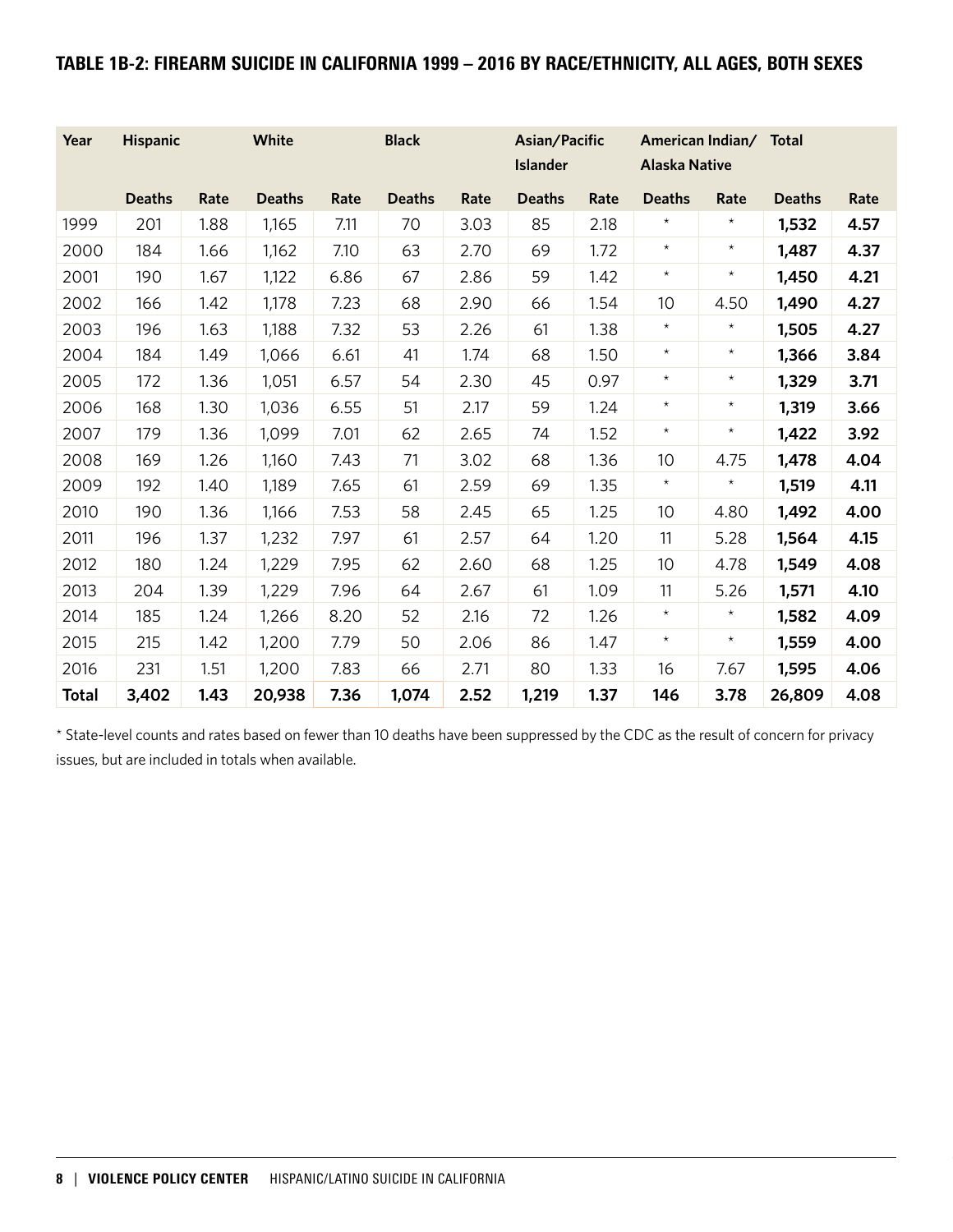## TABLE 1B-2: FIREARM SUICIDE IN CALIFORNIA 1999 – 2016 BY RACE/ETHNICITY, ALL AGES, BOTH SEXES

| Year | Hispanic | | White | | Black | | Asian/Pacific Islander | | American Indian/ Alaska Native | | Total | |
|---|---|---|---|---|---|---|---|---|---|---|---|---|
| | Deaths | Rate | Deaths | Rate | Deaths | Rate | Deaths | Rate | Deaths | Rate | Deaths | Rate |
| 1999 | 201 | 1.88 | 1,165 | 7.11 | 70 | 3.03 | 85 | 2.18 | * | * | **1,532** | **4.57** |
| 2000 | 184 | 1.66 | 1,162 | 7.10 | 63 | 2.70 | 69 | 1.72 | * | * | **1,487** | **4.37** |
| 2001 | 190 | 1.67 | 1,122 | 6.86 | 67 | 2.86 | 59 | 1.42 | * | * | **1,450** | **4.21** |
| 2002 | 166 | 1.42 | 1,178 | 7.23 | 68 | 2.90 | 66 | 1.54 | 10 | 4.50 | **1,490** | **4.27** |
| 2003 | 196 | 1.63 | 1,188 | 7.32 | 53 | 2.26 | 61 | 1.38 | * | * | **1,505** | **4.27** |
| 2004 | 184 | 1.49 | 1,066 | 6.61 | 41 | 1.74 | 68 | 1.50 | * | * | **1,366** | **3.84** |
| 2005 | 172 | 1.36 | 1,051 | 6.57 | 54 | 2.30 | 45 | 0.97 | * | * | **1,329** | **3.71** |
| 2006 | 168 | 1.30 | 1,036 | 6.55 | 51 | 2.17 | 59 | 1.24 | * | * | **1,319** | **3.66** |
| 2007 | 179 | 1.36 | 1,099 | 7.01 | 62 | 2.65 | 74 | 1.52 | * | * | **1,422** | **3.92** |
| 2008 | 169 | 1.26 | 1,160 | 7.43 | 71 | 3.02 | 68 | 1.36 | 10 | 4.75 | **1,478** | **4.04** |
| 2009 | 192 | 1.40 | 1,189 | 7.65 | 61 | 2.59 | 69 | 1.35 | * | * | **1,519** | **4.11** |
| 2010 | 190 | 1.36 | 1,166 | 7.53 | 58 | 2.45 | 65 | 1.25 | 10 | 4.80 | **1,492** | **4.00** |
| 2011 | 196 | 1.37 | 1,232 | 7.97 | 61 | 2.57 | 64 | 1.20 | 11 | 5.28 | **1,564** | **4.15** |
| 2012 | 180 | 1.24 | 1,229 | 7.95 | 62 | 2.60 | 68 | 1.25 | 10 | 4.78 | **1,549** | **4.08** |
| 2013 | 204 | 1.39 | 1,229 | 7.96 | 64 | 2.67 | 61 | 1.09 | 11 | 5.26 | **1,571** | **4.10** |
| 2014 | 185 | 1.24 | 1,266 | 8.20 | 52 | 2.16 | 72 | 1.26 | * | * | **1,582** | **4.09** |
| 2015 | 215 | 1.42 | 1,200 | 7.79 | 50 | 2.06 | 86 | 1.47 | * | * | **1,559** | **4.00** |
| 2016 | 231 | 1.51 | 1,200 | 7.83 | 66 | 2.71 | 80 | 1.33 | 16 | 7.67 | **1,595** | **4.06** |
| **Total** | **3,402** | **1.43** | **20,938** | **7.36** | **1,074** | **2.52** | **1,219** | **1.37** | **146** | **3.78** | **26,809** | **4.08** |

* State-level counts and rates based on fewer than 10 deaths have been suppressed by the CDC as the result of concern for privacy issues, but are included in totals when available.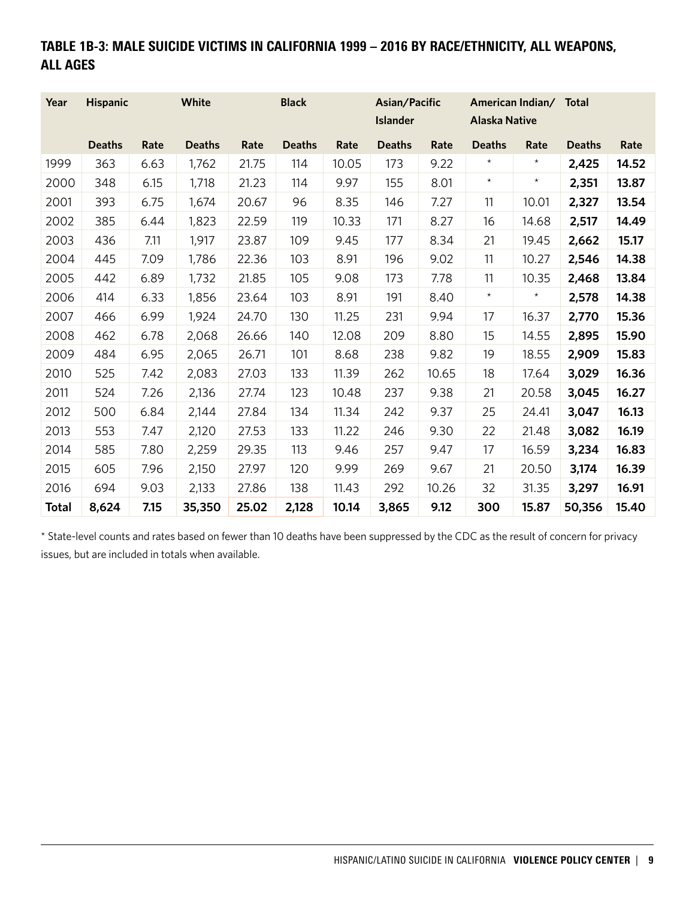**TABLE 1B-3: MALE SUICIDE VICTIMS IN CALIFORNIA 1999 – 2016 BY RACE/ETHNICITY, ALL WEAPONS, ALL AGES**

| Year | Hispanic | | White | | Black | | Asian/Pacific Islander | | American Indian/ Alaska Native | | Total | |
|---|---|---|---|---|---|---|---|---|---|---|---|---|
| | Deaths | Rate | Deaths | Rate | Deaths | Rate | Deaths | Rate | Deaths | Rate | Deaths | Rate |
| 1999 | 363 | 6.63 | 1,762 | 21.75 | 114 | 10.05 | 173 | 9.22 | * | * | **2,425** | **14.52** |
| 2000 | 348 | 6.15 | 1,718 | 21.23 | 114 | 9.97 | 155 | 8.01 | * | * | **2,351** | **13.87** |
| 2001 | 393 | 6.75 | 1,674 | 20.67 | 96 | 8.35 | 146 | 7.27 | 11 | 10.01 | **2,327** | **13.54** |
| 2002 | 385 | 6.44 | 1,823 | 22.59 | 119 | 10.33 | 171 | 8.27 | 16 | 14.68 | **2,517** | **14.49** |
| 2003 | 436 | 7.11 | 1,917 | 23.87 | 109 | 9.45 | 177 | 8.34 | 21 | 19.45 | **2,662** | **15.17** |
| 2004 | 445 | 7.09 | 1,786 | 22.36 | 103 | 8.91 | 196 | 9.02 | 11 | 10.27 | **2,546** | **14.38** |
| 2005 | 442 | 6.89 | 1,732 | 21.85 | 105 | 9.08 | 173 | 7.78 | 11 | 10.35 | **2,468** | **13.84** |
| 2006 | 414 | 6.33 | 1,856 | 23.64 | 103 | 8.91 | 191 | 8.40 | * | * | **2,578** | **14.38** |
| 2007 | 466 | 6.99 | 1,924 | 24.70 | 130 | 11.25 | 231 | 9.94 | 17 | 16.37 | **2,770** | **15.36** |
| 2008 | 462 | 6.78 | 2,068 | 26.66 | 140 | 12.08 | 209 | 8.80 | 15 | 14.55 | **2,895** | **15.90** |
| 2009 | 484 | 6.95 | 2,065 | 26.71 | 101 | 8.68 | 238 | 9.82 | 19 | 18.55 | **2,909** | **15.83** |
| 2010 | 525 | 7.42 | 2,083 | 27.03 | 133 | 11.39 | 262 | 10.65 | 18 | 17.64 | **3,029** | **16.36** |
| 2011 | 524 | 7.26 | 2,136 | 27.74 | 123 | 10.48 | 237 | 9.38 | 21 | 20.58 | **3,045** | **16.27** |
| 2012 | 500 | 6.84 | 2,144 | 27.84 | 134 | 11.34 | 242 | 9.37 | 25 | 24.41 | **3,047** | **16.13** |
| 2013 | 553 | 7.47 | 2,120 | 27.53 | 133 | 11.22 | 246 | 9.30 | 22 | 21.48 | **3,082** | **16.19** |
| 2014 | 585 | 7.80 | 2,259 | 29.35 | 113 | 9.46 | 257 | 9.47 | 17 | 16.59 | **3,234** | **16.83** |
| 2015 | 605 | 7.96 | 2,150 | 27.97 | 120 | 9.99 | 269 | 9.67 | 21 | 20.50 | **3,174** | **16.39** |
| 2016 | 694 | 9.03 | 2,133 | 27.86 | 138 | 11.43 | 292 | 10.26 | 32 | 31.35 | **3,297** | **16.91** |
| **Total** | **8,624** | **7.15** | **35,350** | **25.02** | **2,128** | **10.14** | **3,865** | **9.12** | **300** | **15.87** | **50,356** | **15.40** |

* State-level counts and rates based on fewer than 10 deaths have been suppressed by the CDC as the result of concern for privacy issues, but are included in totals when available.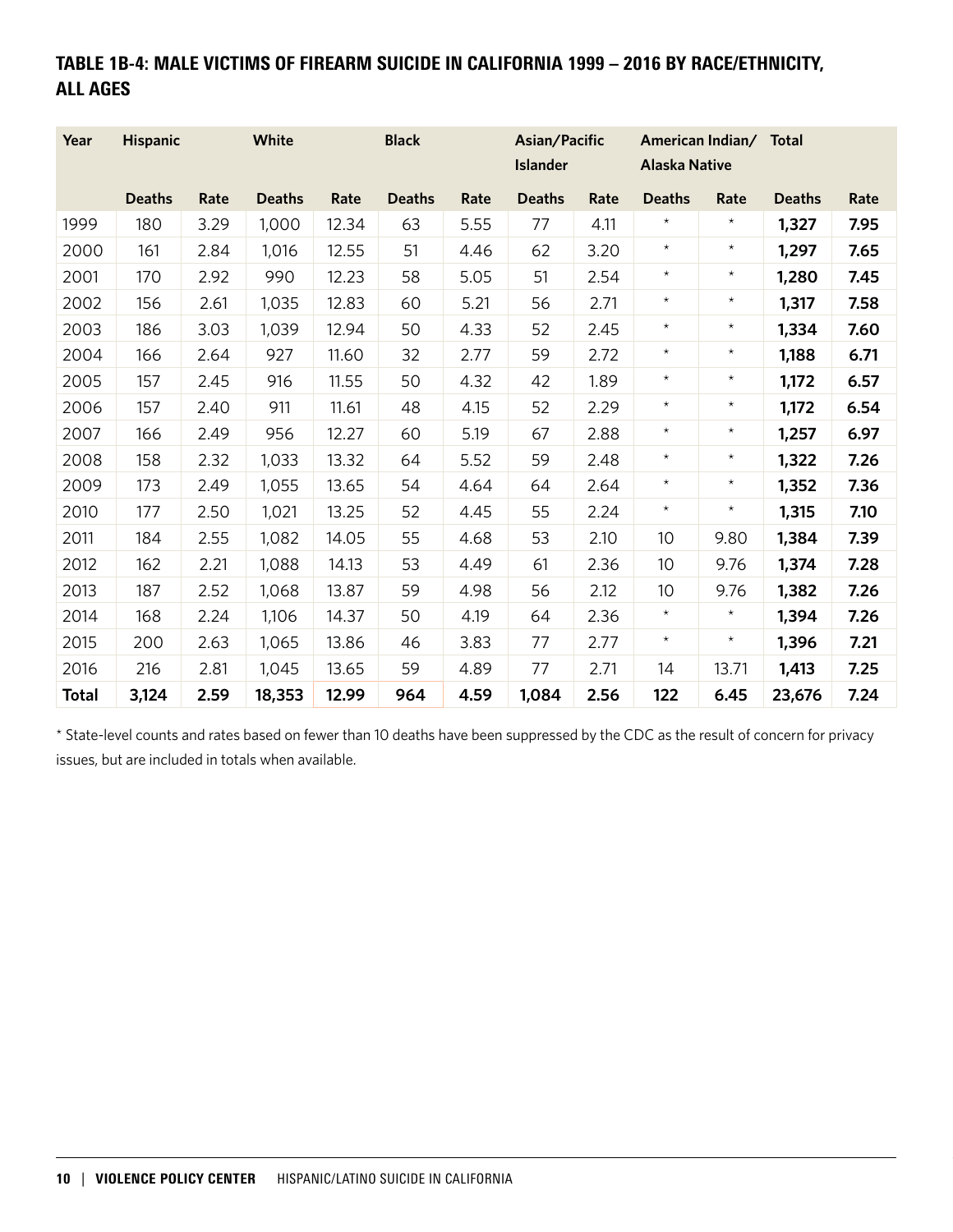## TABLE 1B-4: MALE VICTIMS OF FIREARM SUICIDE IN CALIFORNIA 1999 – 2016 BY RACE/ETHNICITY, ALL AGES

| Year | Hispanic | | White | | Black | | Asian/Pacific Islander | | American Indian/ Alaska Native | | Total | |
|---|---|---|---|---|---|---|---|---|---|---|---|---|
| | Deaths | Rate | Deaths | Rate | Deaths | Rate | Deaths | Rate | Deaths | Rate | Deaths | Rate |
| 1999 | 180 | 3.29 | 1,000 | 12.34 | 63 | 5.55 | 77 | 4.11 | * | * | **1,327** | **7.95** |
| 2000 | 161 | 2.84 | 1,016 | 12.55 | 51 | 4.46 | 62 | 3.20 | * | * | **1,297** | **7.65** |
| 2001 | 170 | 2.92 | 990 | 12.23 | 58 | 5.05 | 51 | 2.54 | * | * | **1,280** | **7.45** |
| 2002 | 156 | 2.61 | 1,035 | 12.83 | 60 | 5.21 | 56 | 2.71 | * | * | **1,317** | **7.58** |
| 2003 | 186 | 3.03 | 1,039 | 12.94 | 50 | 4.33 | 52 | 2.45 | * | * | **1,334** | **7.60** |
| 2004 | 166 | 2.64 | 927 | 11.60 | 32 | 2.77 | 59 | 2.72 | * | * | **1,188** | **6.71** |
| 2005 | 157 | 2.45 | 916 | 11.55 | 50 | 4.32 | 42 | 1.89 | * | * | **1,172** | **6.57** |
| 2006 | 157 | 2.40 | 911 | 11.61 | 48 | 4.15 | 52 | 2.29 | * | * | **1,172** | **6.54** |
| 2007 | 166 | 2.49 | 956 | 12.27 | 60 | 5.19 | 67 | 2.88 | * | * | **1,257** | **6.97** |
| 2008 | 158 | 2.32 | 1,033 | 13.32 | 64 | 5.52 | 59 | 2.48 | * | * | **1,322** | **7.26** |
| 2009 | 173 | 2.49 | 1,055 | 13.65 | 54 | 4.64 | 64 | 2.64 | * | * | **1,352** | **7.36** |
| 2010 | 177 | 2.50 | 1,021 | 13.25 | 52 | 4.45 | 55 | 2.24 | * | * | **1,315** | **7.10** |
| 2011 | 184 | 2.55 | 1,082 | 14.05 | 55 | 4.68 | 53 | 2.10 | 10 | 9.80 | **1,384** | **7.39** |
| 2012 | 162 | 2.21 | 1,088 | 14.13 | 53 | 4.49 | 61 | 2.36 | 10 | 9.76 | **1,374** | **7.28** |
| 2013 | 187 | 2.52 | 1,068 | 13.87 | 59 | 4.98 | 56 | 2.12 | 10 | 9.76 | **1,382** | **7.26** |
| 2014 | 168 | 2.24 | 1,106 | 14.37 | 50 | 4.19 | 64 | 2.36 | * | * | **1,394** | **7.26** |
| 2015 | 200 | 2.63 | 1,065 | 13.86 | 46 | 3.83 | 77 | 2.77 | * | * | **1,396** | **7.21** |
| 2016 | 216 | 2.81 | 1,045 | 13.65 | 59 | 4.89 | 77 | 2.71 | 14 | 13.71 | **1,413** | **7.25** |
| **Total** | **3,124** | **2.59** | **18,353** | **12.99** | **964** | **4.59** | **1,084** | **2.56** | **122** | **6.45** | **23,676** | **7.24** |

* State-level counts and rates based on fewer than 10 deaths have been suppressed by the CDC as the result of concern for privacy issues, but are included in totals when available.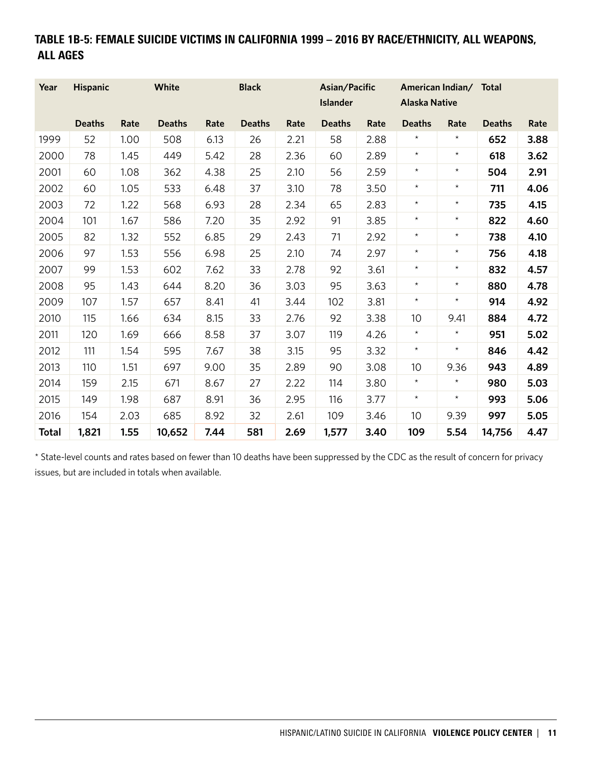## TABLE 1B-5: FEMALE SUICIDE VICTIMS IN CALIFORNIA 1999 – 2016 BY RACE/ETHNICITY, ALL WEAPONS, ALL AGES

| Year | Hispanic | | White | | Black | | Asian/Pacific Islander | | American Indian/ Alaska Native | | Total | |
|---|---|---|---|---|---|---|---|---|---|---|---|---|
| | Deaths | Rate | Deaths | Rate | Deaths | Rate | Deaths | Rate | Deaths | Rate | Deaths | Rate |
| 1999 | 52 | 1.00 | 508 | 6.13 | 26 | 2.21 | 58 | 2.88 | * | * | **652** | **3.88** |
| 2000 | 78 | 1.45 | 449 | 5.42 | 28 | 2.36 | 60 | 2.89 | * | * | **618** | **3.62** |
| 2001 | 60 | 1.08 | 362 | 4.38 | 25 | 2.10 | 56 | 2.59 | * | * | **504** | **2.91** |
| 2002 | 60 | 1.05 | 533 | 6.48 | 37 | 3.10 | 78 | 3.50 | * | * | **711** | **4.06** |
| 2003 | 72 | 1.22 | 568 | 6.93 | 28 | 2.34 | 65 | 2.83 | * | * | **735** | **4.15** |
| 2004 | 101 | 1.67 | 586 | 7.20 | 35 | 2.92 | 91 | 3.85 | * | * | **822** | **4.60** |
| 2005 | 82 | 1.32 | 552 | 6.85 | 29 | 2.43 | 71 | 2.92 | * | * | **738** | **4.10** |
| 2006 | 97 | 1.53 | 556 | 6.98 | 25 | 2.10 | 74 | 2.97 | * | * | **756** | **4.18** |
| 2007 | 99 | 1.53 | 602 | 7.62 | 33 | 2.78 | 92 | 3.61 | * | * | **832** | **4.57** |
| 2008 | 95 | 1.43 | 644 | 8.20 | 36 | 3.03 | 95 | 3.63 | * | * | **880** | **4.78** |
| 2009 | 107 | 1.57 | 657 | 8.41 | 41 | 3.44 | 102 | 3.81 | * | * | **914** | **4.92** |
| 2010 | 115 | 1.66 | 634 | 8.15 | 33 | 2.76 | 92 | 3.38 | 10 | 9.41 | **884** | **4.72** |
| 2011 | 120 | 1.69 | 666 | 8.58 | 37 | 3.07 | 119 | 4.26 | * | * | **951** | **5.02** |
| 2012 | 111 | 1.54 | 595 | 7.67 | 38 | 3.15 | 95 | 3.32 | * | * | **846** | **4.42** |
| 2013 | 110 | 1.51 | 697 | 9.00 | 35 | 2.89 | 90 | 3.08 | 10 | 9.36 | **943** | **4.89** |
| 2014 | 159 | 2.15 | 671 | 8.67 | 27 | 2.22 | 114 | 3.80 | * | * | **980** | **5.03** |
| 2015 | 149 | 1.98 | 687 | 8.91 | 36 | 2.95 | 116 | 3.77 | * | * | **993** | **5.06** |
| 2016 | 154 | 2.03 | 685 | 8.92 | 32 | 2.61 | 109 | 3.46 | 10 | 9.39 | **997** | **5.05** |
| **Total** | **1,821** | **1.55** | **10,652** | **7.44** | **581** | **2.69** | **1,577** | **3.40** | **109** | **5.54** | **14,756** | **4.47** |

* State-level counts and rates based on fewer than 10 deaths have been suppressed by the CDC as the result of concern for privacy issues, but are included in totals when available.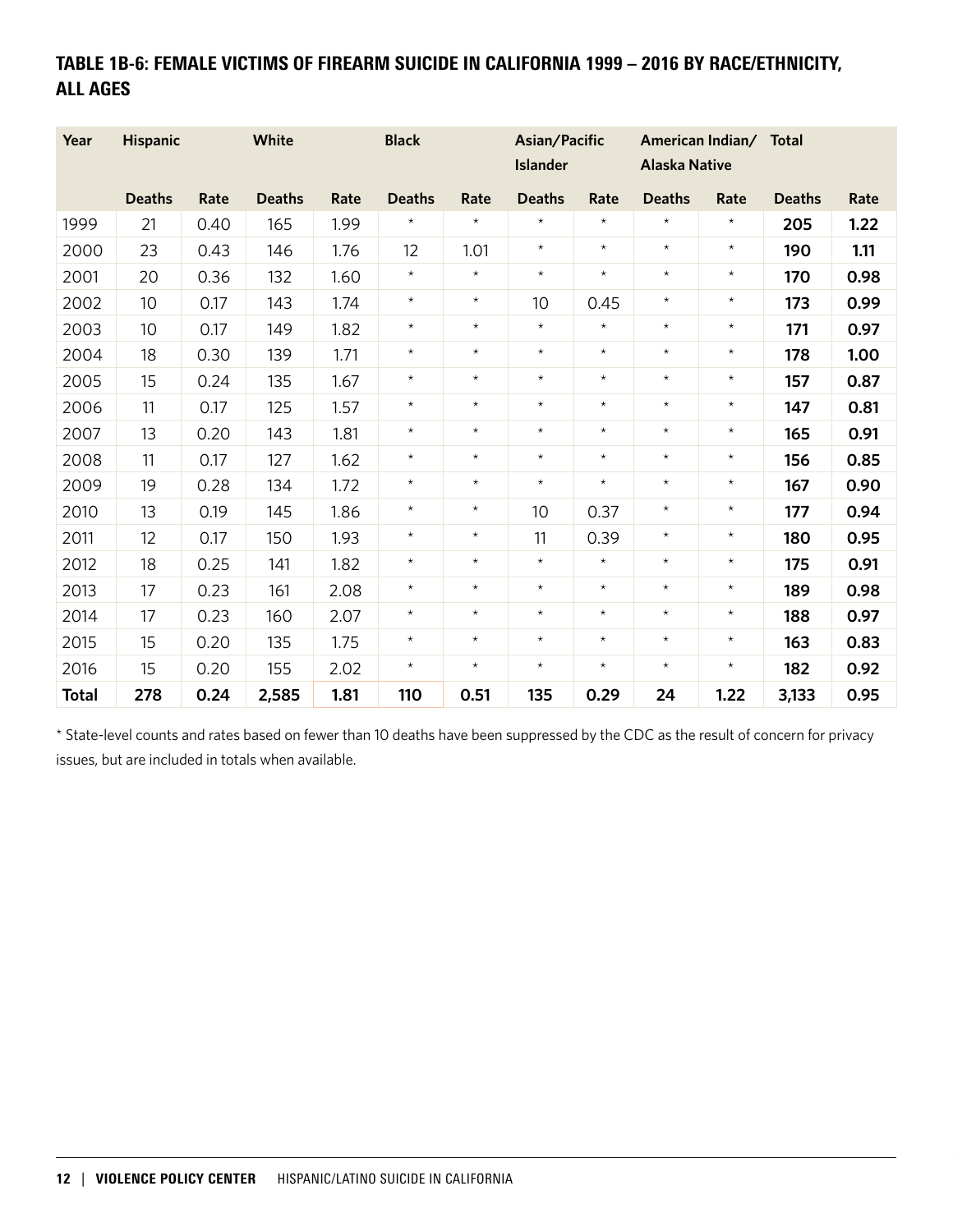## TABLE 1B-6: FEMALE VICTIMS OF FIREARM SUICIDE IN CALIFORNIA 1999 – 2016 BY RACE/ETHNICITY, ALL AGES

| Year | Hispanic | | White | | Black | | Asian/Pacific Islander | | American Indian/ Alaska Native | | Total | |
|---|---|---|---|---|---|---|---|---|---|---|---|---|
| | Deaths | Rate | Deaths | Rate | Deaths | Rate | Deaths | Rate | Deaths | Rate | Deaths | Rate |
| 1999 | 21 | 0.40 | 165 | 1.99 | * | * | * | * | * | * | **205** | **1.22** |
| 2000 | 23 | 0.43 | 146 | 1.76 | 12 | 1.01 | * | * | * | * | **190** | **1.11** |
| 2001 | 20 | 0.36 | 132 | 1.60 | * | * | * | * | * | * | **170** | **0.98** |
| 2002 | 10 | 0.17 | 143 | 1.74 | * | * | 10 | 0.45 | * | * | **173** | **0.99** |
| 2003 | 10 | 0.17 | 149 | 1.82 | * | * | * | * | * | * | **171** | **0.97** |
| 2004 | 18 | 0.30 | 139 | 1.71 | * | * | * | * | * | * | **178** | **1.00** |
| 2005 | 15 | 0.24 | 135 | 1.67 | * | * | * | * | * | * | **157** | **0.87** |
| 2006 | 11 | 0.17 | 125 | 1.57 | * | * | * | * | * | * | **147** | **0.81** |
| 2007 | 13 | 0.20 | 143 | 1.81 | * | * | * | * | * | * | **165** | **0.91** |
| 2008 | 11 | 0.17 | 127 | 1.62 | * | * | * | * | * | * | **156** | **0.85** |
| 2009 | 19 | 0.28 | 134 | 1.72 | * | * | * | * | * | * | **167** | **0.90** |
| 2010 | 13 | 0.19 | 145 | 1.86 | * | * | 10 | 0.37 | * | * | **177** | **0.94** |
| 2011 | 12 | 0.17 | 150 | 1.93 | * | * | 11 | 0.39 | * | * | **180** | **0.95** |
| 2012 | 18 | 0.25 | 141 | 1.82 | * | * | * | * | * | * | **175** | **0.91** |
| 2013 | 17 | 0.23 | 161 | 2.08 | * | * | * | * | * | * | **189** | **0.98** |
| 2014 | 17 | 0.23 | 160 | 2.07 | * | * | * | * | * | * | **188** | **0.97** |
| 2015 | 15 | 0.20 | 135 | 1.75 | * | * | * | * | * | * | **163** | **0.83** |
| 2016 | 15 | 0.20 | 155 | 2.02 | * | * | * | * | * | * | **182** | **0.92** |
| **Total** | **278** | **0.24** | **2,585** | **1.81** | **110** | **0.51** | **135** | **0.29** | **24** | **1.22** | **3,133** | **0.95** |

* State-level counts and rates based on fewer than 10 deaths have been suppressed by the CDC as the result of concern for privacy issues, but are included in totals when available.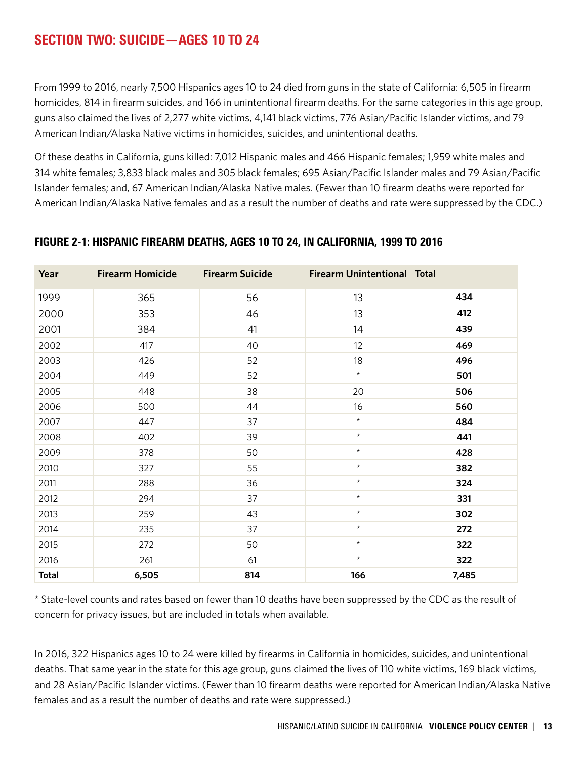## SECTION TWO: SUICIDE—AGES 10 TO 24

From 1999 to 2016, nearly 7,500 Hispanics ages 10 to 24 died from guns in the state of California: 6,505 in firearm homicides, 814 in firearm suicides, and 166 in unintentional firearm deaths. For the same categories in this age group, guns also claimed the lives of 2,277 white victims, 4,141 black victims, 776 Asian/Pacific Islander victims, and 79 American Indian/Alaska Native victims in homicides, suicides, and unintentional deaths.

Of these deaths in California, guns killed: 7,012 Hispanic males and 466 Hispanic females; 1,959 white males and 314 white females; 3,833 black males and 305 black females; 695 Asian/Pacific Islander males and 79 Asian/Pacific Islander females; and, 67 American Indian/Alaska Native males. (Fewer than 10 firearm deaths were reported for American Indian/Alaska Native females and as a result the number of deaths and rate were suppressed by the CDC.)

### FIGURE 2-1: HISPANIC FIREARM DEATHS, AGES 10 TO 24, IN CALIFORNIA, 1999 TO 2016

| Year | Firearm Homicide | Firearm Suicide | Firearm Unintentional | Total |
|---|---|---|---|---|
| 1999 | 365 | 56 | 13 | **434** |
| 2000 | 353 | 46 | 13 | **412** |
| 2001 | 384 | 41 | 14 | **439** |
| 2002 | 417 | 40 | 12 | **469** |
| 2003 | 426 | 52 | 18 | **496** |
| 2004 | 449 | 52 | * | **501** |
| 2005 | 448 | 38 | 20 | **506** |
| 2006 | 500 | 44 | 16 | **560** |
| 2007 | 447 | 37 | * | **484** |
| 2008 | 402 | 39 | * | **441** |
| 2009 | 378 | 50 | * | **428** |
| 2010 | 327 | 55 | * | **382** |
| 2011 | 288 | 36 | * | **324** |
| 2012 | 294 | 37 | * | **331** |
| 2013 | 259 | 43 | * | **302** |
| 2014 | 235 | 37 | * | **272** |
| 2015 | 272 | 50 | * | **322** |
| 2016 | 261 | 61 | * | **322** |
| **Total** | **6,505** | **814** | **166** | **7,485** |

* State-level counts and rates based on fewer than 10 deaths have been suppressed by the CDC as the result of concern for privacy issues, but are included in totals when available.

In 2016, 322 Hispanics ages 10 to 24 were killed by firearms in California in homicides, suicides, and unintentional deaths. That same year in the state for this age group, guns claimed the lives of 110 white victims, 169 black victims, and 28 Asian/Pacific Islander victims. (Fewer than 10 firearm deaths were reported for American Indian/Alaska Native females and as a result the number of deaths and rate were suppressed.)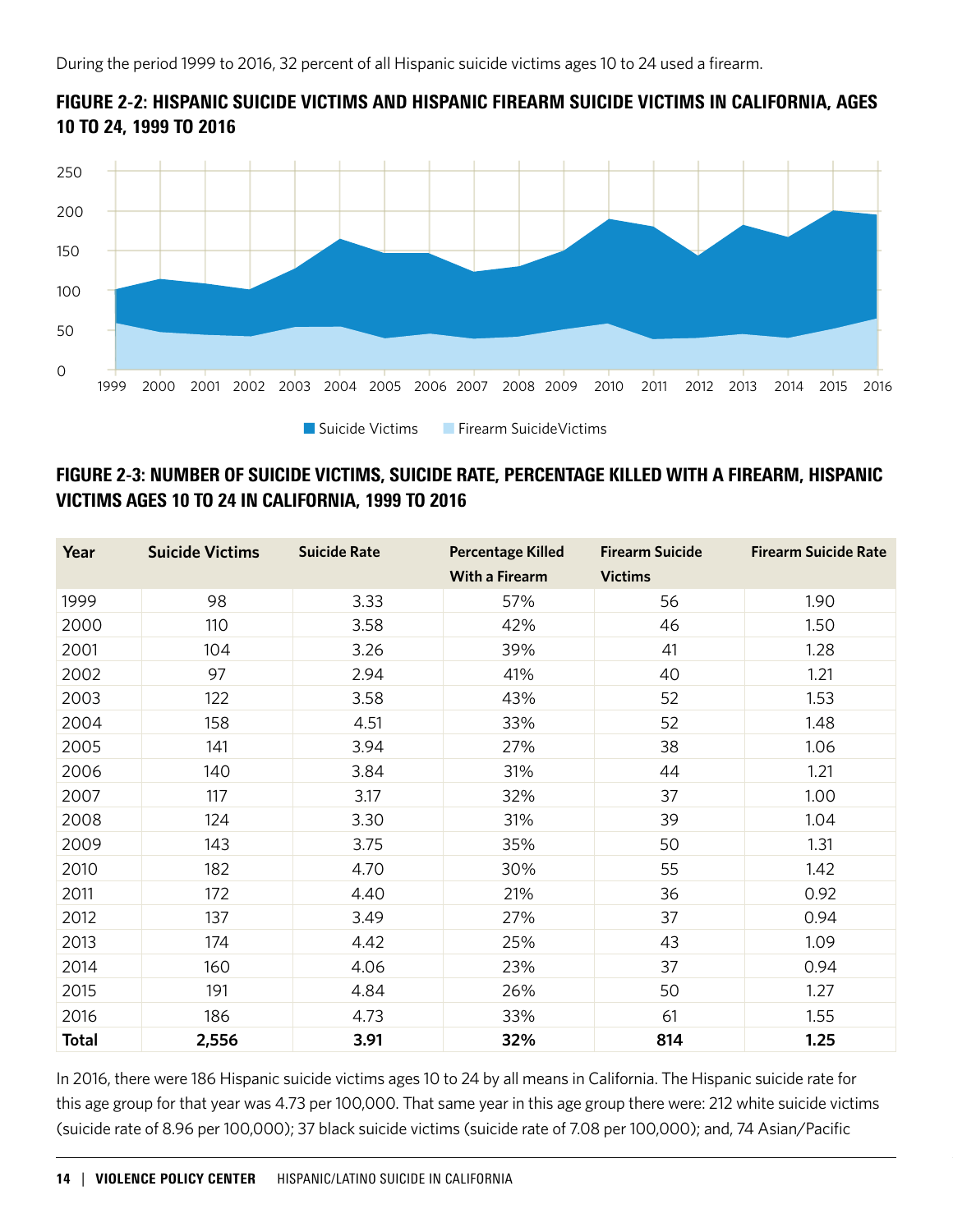During the period 1999 to 2016, 32 percent of all Hispanic suicide victims ages 10 to 24 used a firearm.

**FIGURE 2-2: HISPANIC SUICIDE VICTIMS AND HISPANIC FIREARM SUICIDE VICTIMS IN CALIFORNIA, AGES 10 TO 24, 1999 TO 2016**

**FIGURE 2-3: NUMBER OF SUICIDE VICTIMS, SUICIDE RATE, PERCENTAGE KILLED WITH A FIREARM, HISPANIC VICTIMS AGES 10 TO 24 IN CALIFORNIA, 1999 TO 2016**

| Year | Suicide Victims | Suicide Rate | Percentage Killed With a Firearm | Firearm Suicide Victims | Firearm Suicide Rate |
|---|---|---|---|---|---|
| 1999 | 98 | 3.33 | 57% | 56 | 1.90 |
| 2000 | 110 | 3.58 | 42% | 46 | 1.50 |
| 2001 | 104 | 3.26 | 39% | 41 | 1.28 |
| 2002 | 97 | 2.94 | 41% | 40 | 1.21 |
| 2003 | 122 | 3.58 | 43% | 52 | 1.53 |
| 2004 | 158 | 4.51 | 33% | 52 | 1.48 |
| 2005 | 141 | 3.94 | 27% | 38 | 1.06 |
| 2006 | 140 | 3.84 | 31% | 44 | 1.21 |
| 2007 | 117 | 3.17 | 32% | 37 | 1.00 |
| 2008 | 124 | 3.30 | 31% | 39 | 1.04 |
| 2009 | 143 | 3.75 | 35% | 50 | 1.31 |
| 2010 | 182 | 4.70 | 30% | 55 | 1.42 |
| 2011 | 172 | 4.40 | 21% | 36 | 0.92 |
| 2012 | 137 | 3.49 | 27% | 37 | 0.94 |
| 2013 | 174 | 4.42 | 25% | 43 | 1.09 |
| 2014 | 160 | 4.06 | 23% | 37 | 0.94 |
| 2015 | 191 | 4.84 | 26% | 50 | 1.27 |
| 2016 | 186 | 4.73 | 33% | 61 | 1.55 |
| **Total** | **2,556** | **3.91** | **32%** | **814** | **1.25** |

In 2016, there were 186 Hispanic suicide victims ages 10 to 24 by all means in California. The Hispanic suicide rate for this age group for that year was 4.73 per 100,000. That same year in this age group there were: 212 white suicide victims (suicide rate of 8.96 per 100,000); 37 black suicide victims (suicide rate of 7.08 per 100,000); and, 74 Asian/Pacific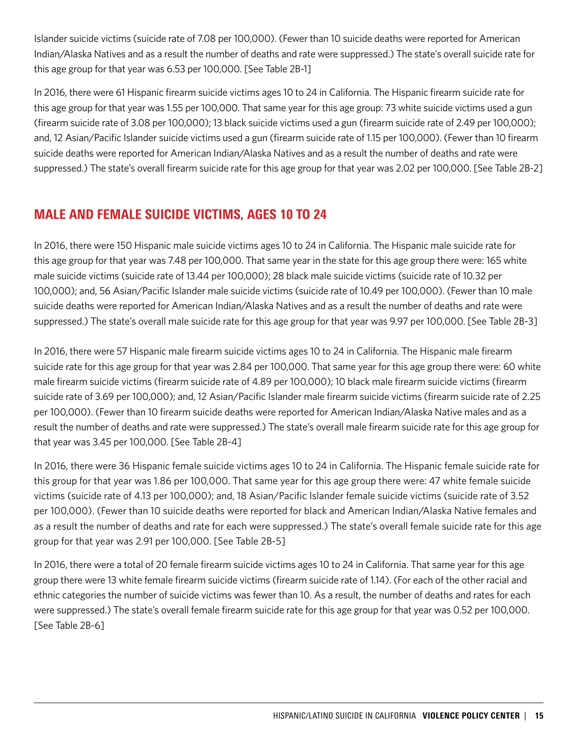Islander suicide victims (suicide rate of 7.08 per 100,000). (Fewer than 10 suicide deaths were reported for American Indian/Alaska Natives and as a result the number of deaths and rate were suppressed.) The state's overall suicide rate for this age group for that year was 6.53 per 100,000. [See Table 2B-1]

In 2016, there were 61 Hispanic firearm suicide victims ages 10 to 24 in California. The Hispanic firearm suicide rate for this age group for that year was 1.55 per 100,000. That same year for this age group: 73 white suicide victims used a gun (firearm suicide rate of 3.08 per 100,000); 13 black suicide victims used a gun (firearm suicide rate of 2.49 per 100,000); and, 12 Asian/Pacific Islander suicide victims used a gun (firearm suicide rate of 1.15 per 100,000). (Fewer than 10 firearm suicide deaths were reported for American Indian/Alaska Natives and as a result the number of deaths and rate were suppressed.) The state's overall firearm suicide rate for this age group for that year was 2.02 per 100,000. [See Table 2B-2]

## MALE AND FEMALE SUICIDE VICTIMS, AGES 10 TO 24

In 2016, there were 150 Hispanic male suicide victims ages 10 to 24 in California. The Hispanic male suicide rate for this age group for that year was 7.48 per 100,000. That same year in the state for this age group there were: 165 white male suicide victims (suicide rate of 13.44 per 100,000); 28 black male suicide victims (suicide rate of 10.32 per 100,000); and, 56 Asian/Pacific Islander male suicide victims (suicide rate of 10.49 per 100,000). (Fewer than 10 male suicide deaths were reported for American Indian/Alaska Natives and as a result the number of deaths and rate were suppressed.) The state's overall male suicide rate for this age group for that year was 9.97 per 100,000. [See Table 2B-3]

In 2016, there were 57 Hispanic male firearm suicide victims ages 10 to 24 in California. The Hispanic male firearm suicide rate for this age group for that year was 2.84 per 100,000. That same year for this age group there were: 60 white male firearm suicide victims (firearm suicide rate of 4.89 per 100,000); 10 black male firearm suicide victims (firearm suicide rate of 3.69 per 100,000); and, 12 Asian/Pacific Islander male firearm suicide victims (firearm suicide rate of 2.25 per 100,000). (Fewer than 10 firearm suicide deaths were reported for American Indian/Alaska Native males and as a result the number of deaths and rate were suppressed.) The state's overall male firearm suicide rate for this age group for that year was 3.45 per 100,000. [See Table 2B-4]

In 2016, there were 36 Hispanic female suicide victims ages 10 to 24 in California. The Hispanic female suicide rate for this group for that year was 1.86 per 100,000. That same year for this age group there were: 47 white female suicide victims (suicide rate of 4.13 per 100,000); and, 18 Asian/Pacific Islander female suicide victims (suicide rate of 3.52 per 100,000). (Fewer than 10 suicide deaths were reported for black and American Indian/Alaska Native females and as a result the number of deaths and rate for each were suppressed.) The state's overall female suicide rate for this age group for that year was 2.91 per 100,000. [See Table 2B-5]

In 2016, there were a total of 20 female firearm suicide victims ages 10 to 24 in California. That same year for this age group there were 13 white female firearm suicide victims (firearm suicide rate of 1.14). (For each of the other racial and ethnic categories the number of suicide victims was fewer than 10. As a result, the number of deaths and rates for each were suppressed.) The state's overall female firearm suicide rate for this age group for that year was 0.52 per 100,000. [See Table 2B-6]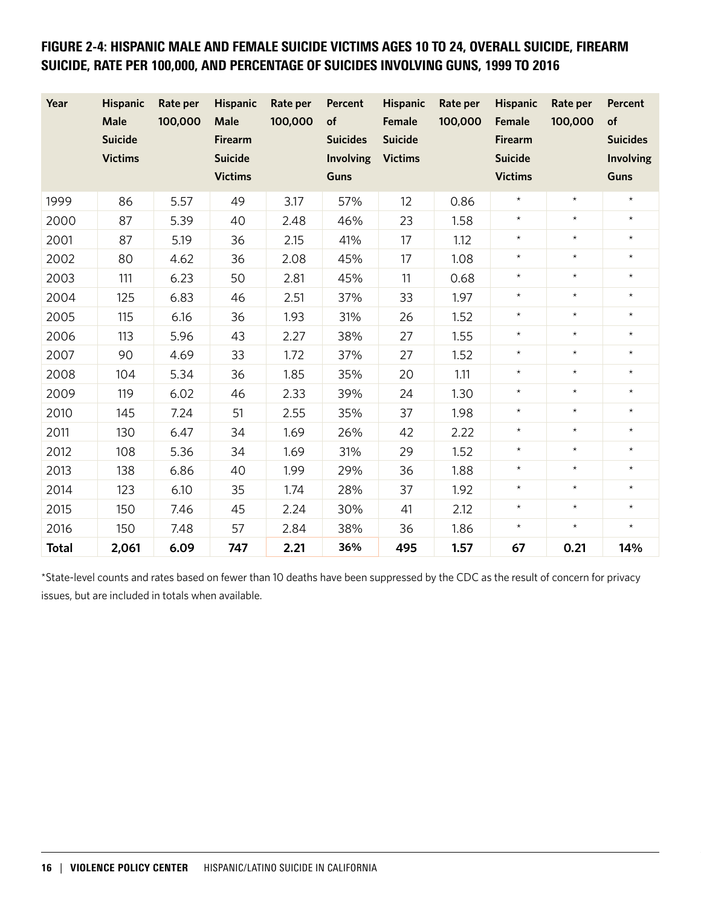## FIGURE 2-4: HISPANIC MALE AND FEMALE SUICIDE VICTIMS AGES 10 TO 24, OVERALL SUICIDE, FIREARM SUICIDE, RATE PER 100,000, AND PERCENTAGE OF SUICIDES INVOLVING GUNS, 1999 TO 2016

| Year | Hispanic Male Suicide Victims | Rate per 100,000 | Hispanic Male Firearm Suicide Victims | Rate per 100,000 | Percent of Suicides Involving Guns | Hispanic Female Suicide Victims | Rate per 100,000 | Hispanic Female Firearm Suicide Victims | Rate per 100,000 | Percent of Suicides Involving Guns |
|---|---|---|---|---|---|---|---|---|---|---|
| 1999 | 86 | 5.57 | 49 | 3.17 | 57% | 12 | 0.86 | * | * | * |
| 2000 | 87 | 5.39 | 40 | 2.48 | 46% | 23 | 1.58 | * | * | * |
| 2001 | 87 | 5.19 | 36 | 2.15 | 41% | 17 | 1.12 | * | * | * |
| 2002 | 80 | 4.62 | 36 | 2.08 | 45% | 17 | 1.08 | * | * | * |
| 2003 | 111 | 6.23 | 50 | 2.81 | 45% | 11 | 0.68 | * | * | * |
| 2004 | 125 | 6.83 | 46 | 2.51 | 37% | 33 | 1.97 | * | * | * |
| 2005 | 115 | 6.16 | 36 | 1.93 | 31% | 26 | 1.52 | * | * | * |
| 2006 | 113 | 5.96 | 43 | 2.27 | 38% | 27 | 1.55 | * | * | * |
| 2007 | 90 | 4.69 | 33 | 1.72 | 37% | 27 | 1.52 | * | * | * |
| 2008 | 104 | 5.34 | 36 | 1.85 | 35% | 20 | 1.11 | * | * | * |
| 2009 | 119 | 6.02 | 46 | 2.33 | 39% | 24 | 1.30 | * | * | * |
| 2010 | 145 | 7.24 | 51 | 2.55 | 35% | 37 | 1.98 | * | * | * |
| 2011 | 130 | 6.47 | 34 | 1.69 | 26% | 42 | 2.22 | * | * | * |
| 2012 | 108 | 5.36 | 34 | 1.69 | 31% | 29 | 1.52 | * | * | * |
| 2013 | 138 | 6.86 | 40 | 1.99 | 29% | 36 | 1.88 | * | * | * |
| 2014 | 123 | 6.10 | 35 | 1.74 | 28% | 37 | 1.92 | * | * | * |
| 2015 | 150 | 7.46 | 45 | 2.24 | 30% | 41 | 2.12 | * | * | * |
| 2016 | 150 | 7.48 | 57 | 2.84 | 38% | 36 | 1.86 | * | * | * |
| **Total** | **2,061** | **6.09** | **747** | **2.21** | **36%** | **495** | **1.57** | **67** | **0.21** | **14%** |

*State-level counts and rates based on fewer than 10 deaths have been suppressed by the CDC as the result of concern for privacy issues, but are included in totals when available.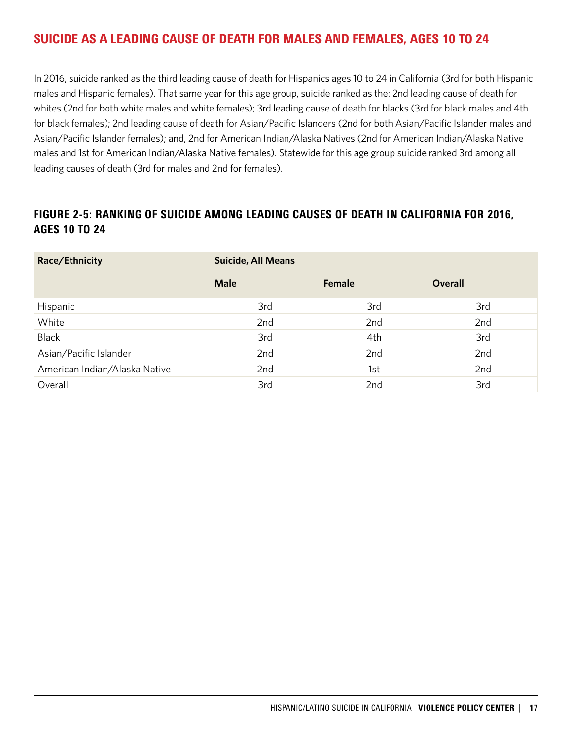## SUICIDE AS A LEADING CAUSE OF DEATH FOR MALES AND FEMALES, AGES 10 TO 24

In 2016, suicide ranked as the third leading cause of death for Hispanics ages 10 to 24 in California (3rd for both Hispanic males and Hispanic females). That same year for this age group, suicide ranked as the: 2nd leading cause of death for whites (2nd for both white males and white females); 3rd leading cause of death for blacks (3rd for black males and 4th for black females); 2nd leading cause of death for Asian/Pacific Islanders (2nd for both Asian/Pacific Islander males and Asian/Pacific Islander females); and, 2nd for American Indian/Alaska Natives (2nd for American Indian/Alaska Native males and 1st for American Indian/Alaska Native females). Statewide for this age group suicide ranked 3rd among all leading causes of death (3rd for males and 2nd for females).

### FIGURE 2-5: RANKING OF SUICIDE AMONG LEADING CAUSES OF DEATH IN CALIFORNIA FOR 2016, AGES 10 TO 24

| Race/Ethnicity | Suicide, All Means | | |
|---|---|---|---|
| | **Male** | **Female** | **Overall** |
| Hispanic | 3rd | 3rd | 3rd |
| White | 2nd | 2nd | 2nd |
| Black | 3rd | 4th | 3rd |
| Asian/Pacific Islander | 2nd | 2nd | 2nd |
| American Indian/Alaska Native | 2nd | 1st | 2nd |
| Overall | 3rd | 2nd | 3rd |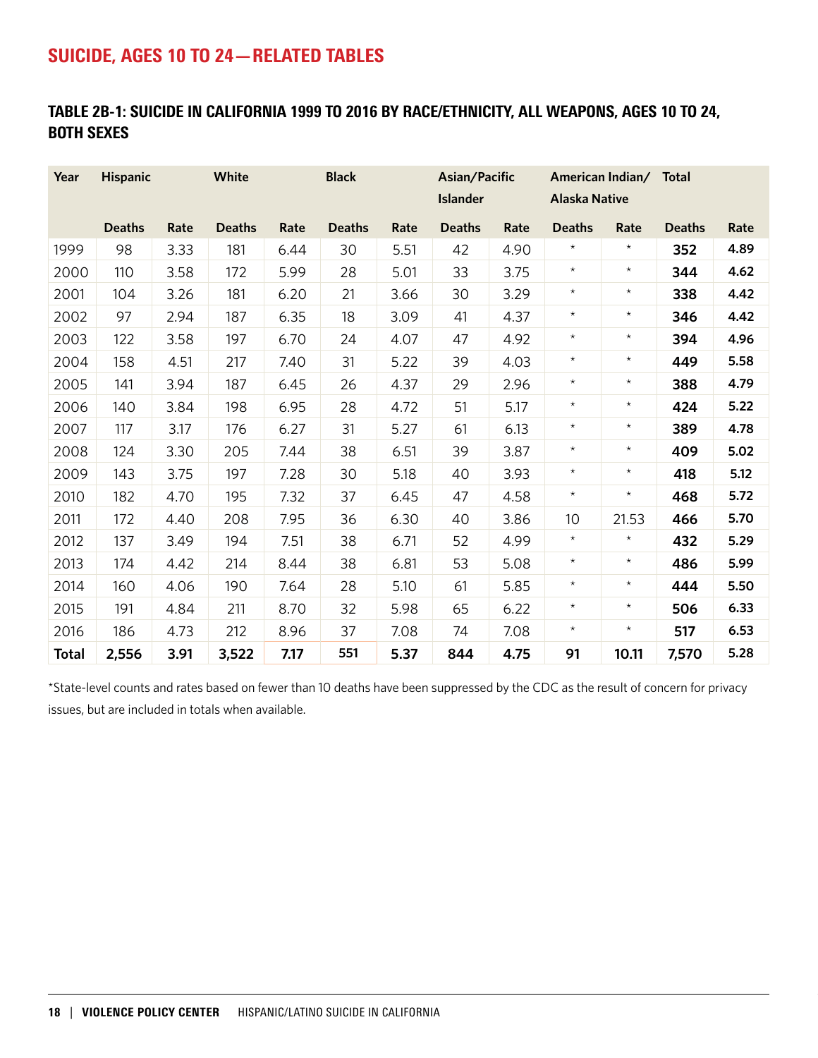## SUICIDE, AGES 10 TO 24—RELATED TABLES

### TABLE 2B-1: SUICIDE IN CALIFORNIA 1999 TO 2016 BY RACE/ETHNICITY, ALL WEAPONS, AGES 10 TO 24, BOTH SEXES

| Year | Hispanic | | White | | Black | | Asian/Pacific Islander | | American Indian/ Alaska Native | | Total | |
|---|---|---|---|---|---|---|---|---|---|---|---|---|
| | Deaths | Rate | Deaths | Rate | Deaths | Rate | Deaths | Rate | Deaths | Rate | Deaths | Rate |
| 1999 | 98 | 3.33 | 181 | 6.44 | 30 | 5.51 | 42 | 4.90 | * | * | **352** | **4.89** |
| 2000 | 110 | 3.58 | 172 | 5.99 | 28 | 5.01 | 33 | 3.75 | * | * | **344** | **4.62** |
| 2001 | 104 | 3.26 | 181 | 6.20 | 21 | 3.66 | 30 | 3.29 | * | * | **338** | **4.42** |
| 2002 | 97 | 2.94 | 187 | 6.35 | 18 | 3.09 | 41 | 4.37 | * | * | **346** | **4.42** |
| 2003 | 122 | 3.58 | 197 | 6.70 | 24 | 4.07 | 47 | 4.92 | * | * | **394** | **4.96** |
| 2004 | 158 | 4.51 | 217 | 7.40 | 31 | 5.22 | 39 | 4.03 | * | * | **449** | **5.58** |
| 2005 | 141 | 3.94 | 187 | 6.45 | 26 | 4.37 | 29 | 2.96 | * | * | **388** | **4.79** |
| 2006 | 140 | 3.84 | 198 | 6.95 | 28 | 4.72 | 51 | 5.17 | * | * | **424** | **5.22** |
| 2007 | 117 | 3.17 | 176 | 6.27 | 31 | 5.27 | 61 | 6.13 | * | * | **389** | **4.78** |
| 2008 | 124 | 3.30 | 205 | 7.44 | 38 | 6.51 | 39 | 3.87 | * | * | **409** | **5.02** |
| 2009 | 143 | 3.75 | 197 | 7.28 | 30 | 5.18 | 40 | 3.93 | * | * | **418** | **5.12** |
| 2010 | 182 | 4.70 | 195 | 7.32 | 37 | 6.45 | 47 | 4.58 | * | * | **468** | **5.72** |
| 2011 | 172 | 4.40 | 208 | 7.95 | 36 | 6.30 | 40 | 3.86 | 10 | 21.53 | **466** | **5.70** |
| 2012 | 137 | 3.49 | 194 | 7.51 | 38 | 6.71 | 52 | 4.99 | * | * | **432** | **5.29** |
| 2013 | 174 | 4.42 | 214 | 8.44 | 38 | 6.81 | 53 | 5.08 | * | * | **486** | **5.99** |
| 2014 | 160 | 4.06 | 190 | 7.64 | 28 | 5.10 | 61 | 5.85 | * | * | **444** | **5.50** |
| 2015 | 191 | 4.84 | 211 | 8.70 | 32 | 5.98 | 65 | 6.22 | * | * | **506** | **6.33** |
| 2016 | 186 | 4.73 | 212 | 8.96 | 37 | 7.08 | 74 | 7.08 | * | * | **517** | **6.53** |
| **Total** | **2,556** | **3.91** | **3,522** | **7.17** | **551** | **5.37** | **844** | **4.75** | **91** | **10.11** | **7,570** | **5.28** |

*State-level counts and rates based on fewer than 10 deaths have been suppressed by the CDC as the result of concern for privacy issues, but are included in totals when available.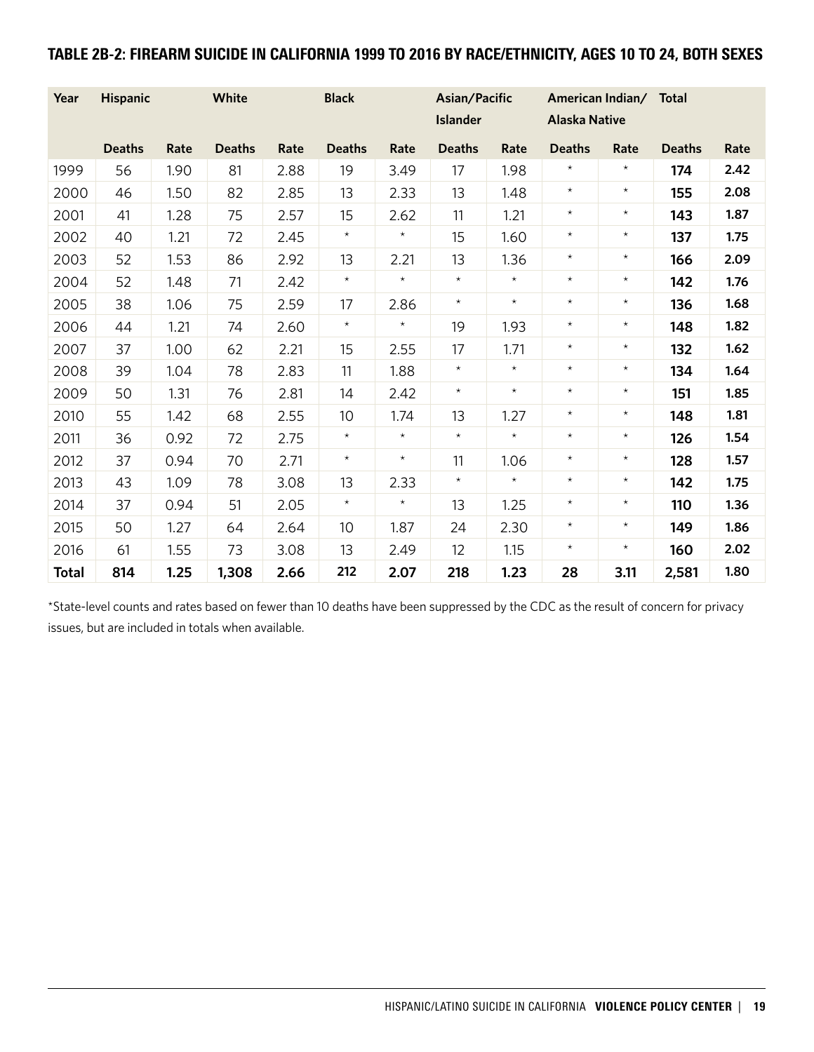## TABLE 2B-2: FIREARM SUICIDE IN CALIFORNIA 1999 TO 2016 BY RACE/ETHNICITY, AGES 10 TO 24, BOTH SEXES

| Year | Hispanic | | White | | Black | | Asian/Pacific Islander | | American Indian/ Alaska Native | | Total | |
|---|---|---|---|---|---|---|---|---|---|---|---|---|
| | Deaths | Rate | Deaths | Rate | Deaths | Rate | Deaths | Rate | Deaths | Rate | Deaths | Rate |
| 1999 | 56 | 1.90 | 81 | 2.88 | 19 | 3.49 | 17 | 1.98 | * | * | **174** | **2.42** |
| 2000 | 46 | 1.50 | 82 | 2.85 | 13 | 2.33 | 13 | 1.48 | * | * | **155** | **2.08** |
| 2001 | 41 | 1.28 | 75 | 2.57 | 15 | 2.62 | 11 | 1.21 | * | * | **143** | **1.87** |
| 2002 | 40 | 1.21 | 72 | 2.45 | * | * | 15 | 1.60 | * | * | **137** | **1.75** |
| 2003 | 52 | 1.53 | 86 | 2.92 | 13 | 2.21 | 13 | 1.36 | * | * | **166** | **2.09** |
| 2004 | 52 | 1.48 | 71 | 2.42 | * | * | * | * | * | * | **142** | **1.76** |
| 2005 | 38 | 1.06 | 75 | 2.59 | 17 | 2.86 | * | * | * | * | **136** | **1.68** |
| 2006 | 44 | 1.21 | 74 | 2.60 | * | * | 19 | 1.93 | * | * | **148** | **1.82** |
| 2007 | 37 | 1.00 | 62 | 2.21 | 15 | 2.55 | 17 | 1.71 | * | * | **132** | **1.62** |
| 2008 | 39 | 1.04 | 78 | 2.83 | 11 | 1.88 | * | * | * | * | **134** | **1.64** |
| 2009 | 50 | 1.31 | 76 | 2.81 | 14 | 2.42 | * | * | * | * | **151** | **1.85** |
| 2010 | 55 | 1.42 | 68 | 2.55 | 10 | 1.74 | 13 | 1.27 | * | * | **148** | **1.81** |
| 2011 | 36 | 0.92 | 72 | 2.75 | * | * | * | * | * | * | **126** | **1.54** |
| 2012 | 37 | 0.94 | 70 | 2.71 | * | * | 11 | 1.06 | * | * | **128** | **1.57** |
| 2013 | 43 | 1.09 | 78 | 3.08 | 13 | 2.33 | * | * | * | * | **142** | **1.75** |
| 2014 | 37 | 0.94 | 51 | 2.05 | * | * | 13 | 1.25 | * | * | **110** | **1.36** |
| 2015 | 50 | 1.27 | 64 | 2.64 | 10 | 1.87 | 24 | 2.30 | * | * | **149** | **1.86** |
| 2016 | 61 | 1.55 | 73 | 3.08 | 13 | 2.49 | 12 | 1.15 | * | * | **160** | **2.02** |
| **Total** | **814** | **1.25** | **1,308** | **2.66** | **212** | **2.07** | **218** | **1.23** | **28** | **3.11** | **2,581** | **1.80** |

*State-level counts and rates based on fewer than 10 deaths have been suppressed by the CDC as the result of concern for privacy issues, but are included in totals when available.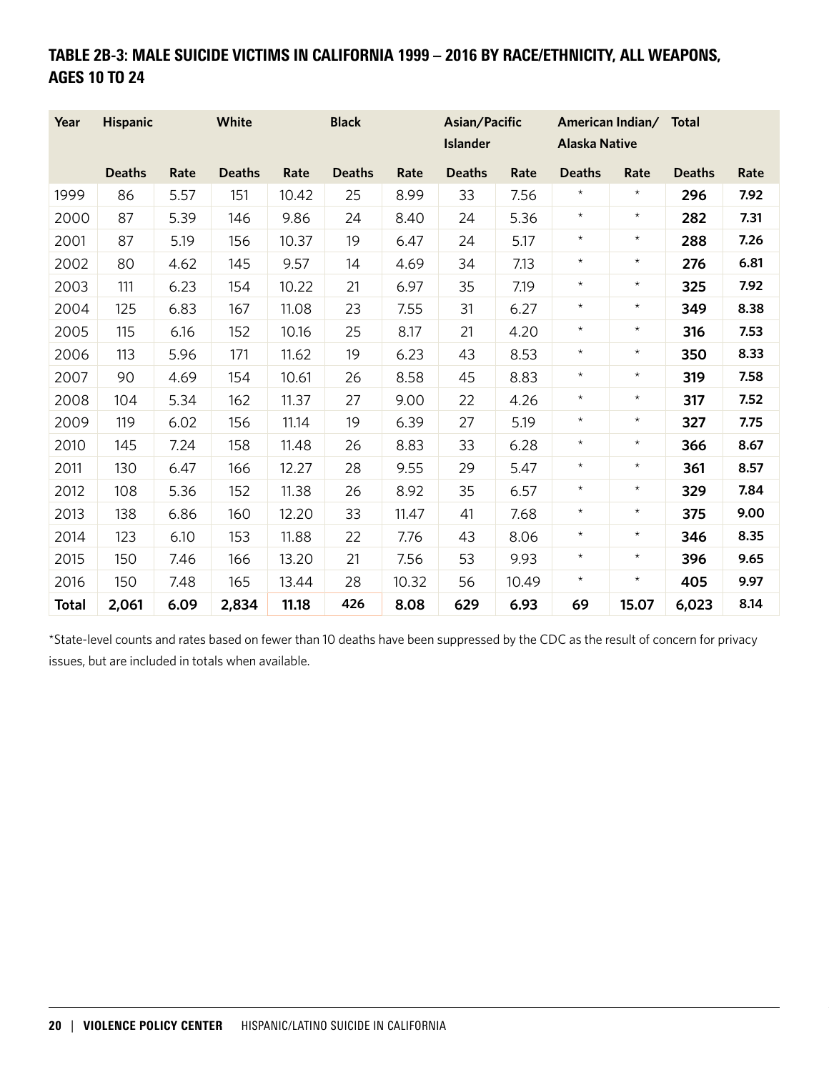## TABLE 2B-3: MALE SUICIDE VICTIMS IN CALIFORNIA 1999 – 2016 BY RACE/ETHNICITY, ALL WEAPONS, AGES 10 TO 24

| Year | Hispanic | | White | | Black | | Asian/Pacific Islander | | American Indian/ Alaska Native | | Total | |
|---|---|---|---|---|---|---|---|---|---|---|---|---|
| | Deaths | Rate | Deaths | Rate | Deaths | Rate | Deaths | Rate | Deaths | Rate | Deaths | Rate |
| 1999 | 86 | 5.57 | 151 | 10.42 | 25 | 8.99 | 33 | 7.56 | * | * | **296** | **7.92** |
| 2000 | 87 | 5.39 | 146 | 9.86 | 24 | 8.40 | 24 | 5.36 | * | * | **282** | **7.31** |
| 2001 | 87 | 5.19 | 156 | 10.37 | 19 | 6.47 | 24 | 5.17 | * | * | **288** | **7.26** |
| 2002 | 80 | 4.62 | 145 | 9.57 | 14 | 4.69 | 34 | 7.13 | * | * | **276** | **6.81** |
| 2003 | 111 | 6.23 | 154 | 10.22 | 21 | 6.97 | 35 | 7.19 | * | * | **325** | **7.92** |
| 2004 | 125 | 6.83 | 167 | 11.08 | 23 | 7.55 | 31 | 6.27 | * | * | **349** | **8.38** |
| 2005 | 115 | 6.16 | 152 | 10.16 | 25 | 8.17 | 21 | 4.20 | * | * | **316** | **7.53** |
| 2006 | 113 | 5.96 | 171 | 11.62 | 19 | 6.23 | 43 | 8.53 | * | * | **350** | **8.33** |
| 2007 | 90 | 4.69 | 154 | 10.61 | 26 | 8.58 | 45 | 8.83 | * | * | **319** | **7.58** |
| 2008 | 104 | 5.34 | 162 | 11.37 | 27 | 9.00 | 22 | 4.26 | * | * | **317** | **7.52** |
| 2009 | 119 | 6.02 | 156 | 11.14 | 19 | 6.39 | 27 | 5.19 | * | * | **327** | **7.75** |
| 2010 | 145 | 7.24 | 158 | 11.48 | 26 | 8.83 | 33 | 6.28 | * | * | **366** | **8.67** |
| 2011 | 130 | 6.47 | 166 | 12.27 | 28 | 9.55 | 29 | 5.47 | * | * | **361** | **8.57** |
| 2012 | 108 | 5.36 | 152 | 11.38 | 26 | 8.92 | 35 | 6.57 | * | * | **329** | **7.84** |
| 2013 | 138 | 6.86 | 160 | 12.20 | 33 | 11.47 | 41 | 7.68 | * | * | **375** | **9.00** |
| 2014 | 123 | 6.10 | 153 | 11.88 | 22 | 7.76 | 43 | 8.06 | * | * | **346** | **8.35** |
| 2015 | 150 | 7.46 | 166 | 13.20 | 21 | 7.56 | 53 | 9.93 | * | * | **396** | **9.65** |
| 2016 | 150 | 7.48 | 165 | 13.44 | 28 | 10.32 | 56 | 10.49 | * | * | **405** | **9.97** |
| **Total** | **2,061** | **6.09** | **2,834** | **11.18** | **426** | **8.08** | **629** | **6.93** | **69** | **15.07** | **6,023** | **8.14** |

*State-level counts and rates based on fewer than 10 deaths have been suppressed by the CDC as the result of concern for privacy issues, but are included in totals when available.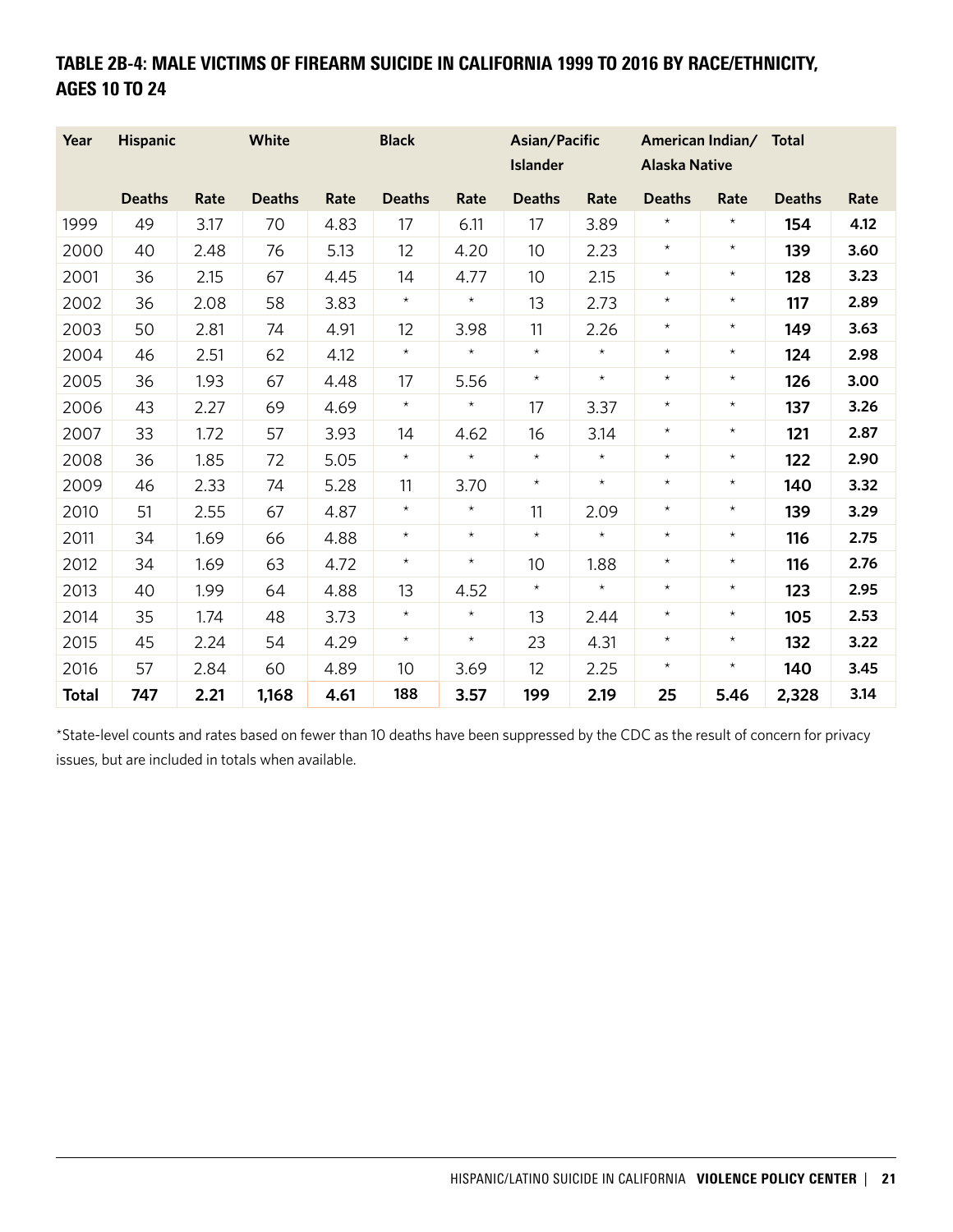## TABLE 2B-4: MALE VICTIMS OF FIREARM SUICIDE IN CALIFORNIA 1999 TO 2016 BY RACE/ETHNICITY, AGES 10 TO 24

| Year | Hispanic | | White | | Black | | Asian/Pacific Islander | | American Indian/ Alaska Native | | Total | |
|---|---|---|---|---|---|---|---|---|---|---|---|---|
| | Deaths | Rate | Deaths | Rate | Deaths | Rate | Deaths | Rate | Deaths | Rate | Deaths | Rate |
| 1999 | 49 | 3.17 | 70 | 4.83 | 17 | 6.11 | 17 | 3.89 | * | * | **154** | **4.12** |
| 2000 | 40 | 2.48 | 76 | 5.13 | 12 | 4.20 | 10 | 2.23 | * | * | **139** | **3.60** |
| 2001 | 36 | 2.15 | 67 | 4.45 | 14 | 4.77 | 10 | 2.15 | * | * | **128** | **3.23** |
| 2002 | 36 | 2.08 | 58 | 3.83 | * | * | 13 | 2.73 | * | * | **117** | **2.89** |
| 2003 | 50 | 2.81 | 74 | 4.91 | 12 | 3.98 | 11 | 2.26 | * | * | **149** | **3.63** |
| 2004 | 46 | 2.51 | 62 | 4.12 | * | * | * | * | * | * | **124** | **2.98** |
| 2005 | 36 | 1.93 | 67 | 4.48 | 17 | 5.56 | * | * | * | * | **126** | **3.00** |
| 2006 | 43 | 2.27 | 69 | 4.69 | * | * | 17 | 3.37 | * | * | **137** | **3.26** |
| 2007 | 33 | 1.72 | 57 | 3.93 | 14 | 4.62 | 16 | 3.14 | * | * | **121** | **2.87** |
| 2008 | 36 | 1.85 | 72 | 5.05 | * | * | * | * | * | * | **122** | **2.90** |
| 2009 | 46 | 2.33 | 74 | 5.28 | 11 | 3.70 | * | * | * | * | **140** | **3.32** |
| 2010 | 51 | 2.55 | 67 | 4.87 | * | * | 11 | 2.09 | * | * | **139** | **3.29** |
| 2011 | 34 | 1.69 | 66 | 4.88 | * | * | * | * | * | * | **116** | **2.75** |
| 2012 | 34 | 1.69 | 63 | 4.72 | * | * | 10 | 1.88 | * | * | **116** | **2.76** |
| 2013 | 40 | 1.99 | 64 | 4.88 | 13 | 4.52 | * | * | * | * | **123** | **2.95** |
| 2014 | 35 | 1.74 | 48 | 3.73 | * | * | 13 | 2.44 | * | * | **105** | **2.53** |
| 2015 | 45 | 2.24 | 54 | 4.29 | * | * | 23 | 4.31 | * | * | **132** | **3.22** |
| 2016 | 57 | 2.84 | 60 | 4.89 | 10 | 3.69 | 12 | 2.25 | * | * | **140** | **3.45** |
| **Total** | **747** | **2.21** | **1,168** | **4.61** | **188** | **3.57** | **199** | **2.19** | **25** | **5.46** | **2,328** | **3.14** |

*State-level counts and rates based on fewer than 10 deaths have been suppressed by the CDC as the result of concern for privacy issues, but are included in totals when available.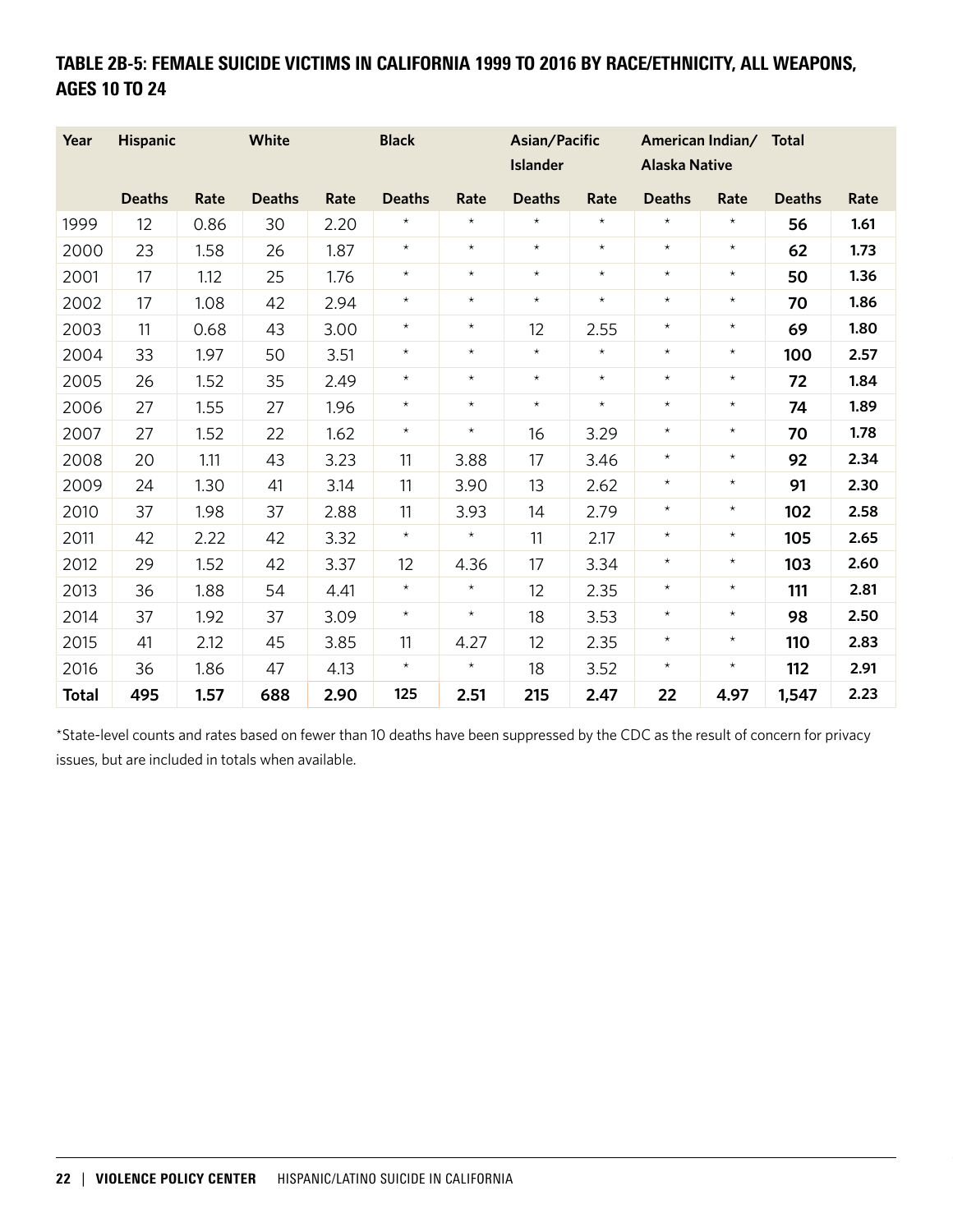### TABLE 2B-5: FEMALE SUICIDE VICTIMS IN CALIFORNIA 1999 TO 2016 BY RACE/ETHNICITY, ALL WEAPONS, AGES 10 TO 24

| Year | Hispanic | | White | | Black | | Asian/Pacific Islander | | American Indian/ Alaska Native | | Total | |
|---|---|---|---|---|---|---|---|---|---|---|---|---|
| | Deaths | Rate | Deaths | Rate | Deaths | Rate | Deaths | Rate | Deaths | Rate | Deaths | Rate |
| 1999 | 12 | 0.86 | 30 | 2.20 | * | * | * | * | * | * | **56** | **1.61** |
| 2000 | 23 | 1.58 | 26 | 1.87 | * | * | * | * | * | * | **62** | **1.73** |
| 2001 | 17 | 1.12 | 25 | 1.76 | * | * | * | * | * | * | **50** | **1.36** |
| 2002 | 17 | 1.08 | 42 | 2.94 | * | * | * | * | * | * | **70** | **1.86** |
| 2003 | 11 | 0.68 | 43 | 3.00 | * | * | 12 | 2.55 | * | * | **69** | **1.80** |
| 2004 | 33 | 1.97 | 50 | 3.51 | * | * | * | * | * | * | **100** | **2.57** |
| 2005 | 26 | 1.52 | 35 | 2.49 | * | * | * | * | * | * | **72** | **1.84** |
| 2006 | 27 | 1.55 | 27 | 1.96 | * | * | * | * | * | * | **74** | **1.89** |
| 2007 | 27 | 1.52 | 22 | 1.62 | * | * | 16 | 3.29 | * | * | **70** | **1.78** |
| 2008 | 20 | 1.11 | 43 | 3.23 | 11 | 3.88 | 17 | 3.46 | * | * | **92** | **2.34** |
| 2009 | 24 | 1.30 | 41 | 3.14 | 11 | 3.90 | 13 | 2.62 | * | * | **91** | **2.30** |
| 2010 | 37 | 1.98 | 37 | 2.88 | 11 | 3.93 | 14 | 2.79 | * | * | **102** | **2.58** |
| 2011 | 42 | 2.22 | 42 | 3.32 | * | * | 11 | 2.17 | * | * | **105** | **2.65** |
| 2012 | 29 | 1.52 | 42 | 3.37 | 12 | 4.36 | 17 | 3.34 | * | * | **103** | **2.60** |
| 2013 | 36 | 1.88 | 54 | 4.41 | * | * | 12 | 2.35 | * | * | **111** | **2.81** |
| 2014 | 37 | 1.92 | 37 | 3.09 | * | * | 18 | 3.53 | * | * | **98** | **2.50** |
| 2015 | 41 | 2.12 | 45 | 3.85 | 11 | 4.27 | 12 | 2.35 | * | * | **110** | **2.83** |
| 2016 | 36 | 1.86 | 47 | 4.13 | * | * | 18 | 3.52 | * | * | **112** | **2.91** |
| **Total** | **495** | **1.57** | **688** | **2.90** | **125** | **2.51** | **215** | **2.47** | **22** | **4.97** | **1,547** | **2.23** |

*State-level counts and rates based on fewer than 10 deaths have been suppressed by the CDC as the result of concern for privacy issues, but are included in totals when available.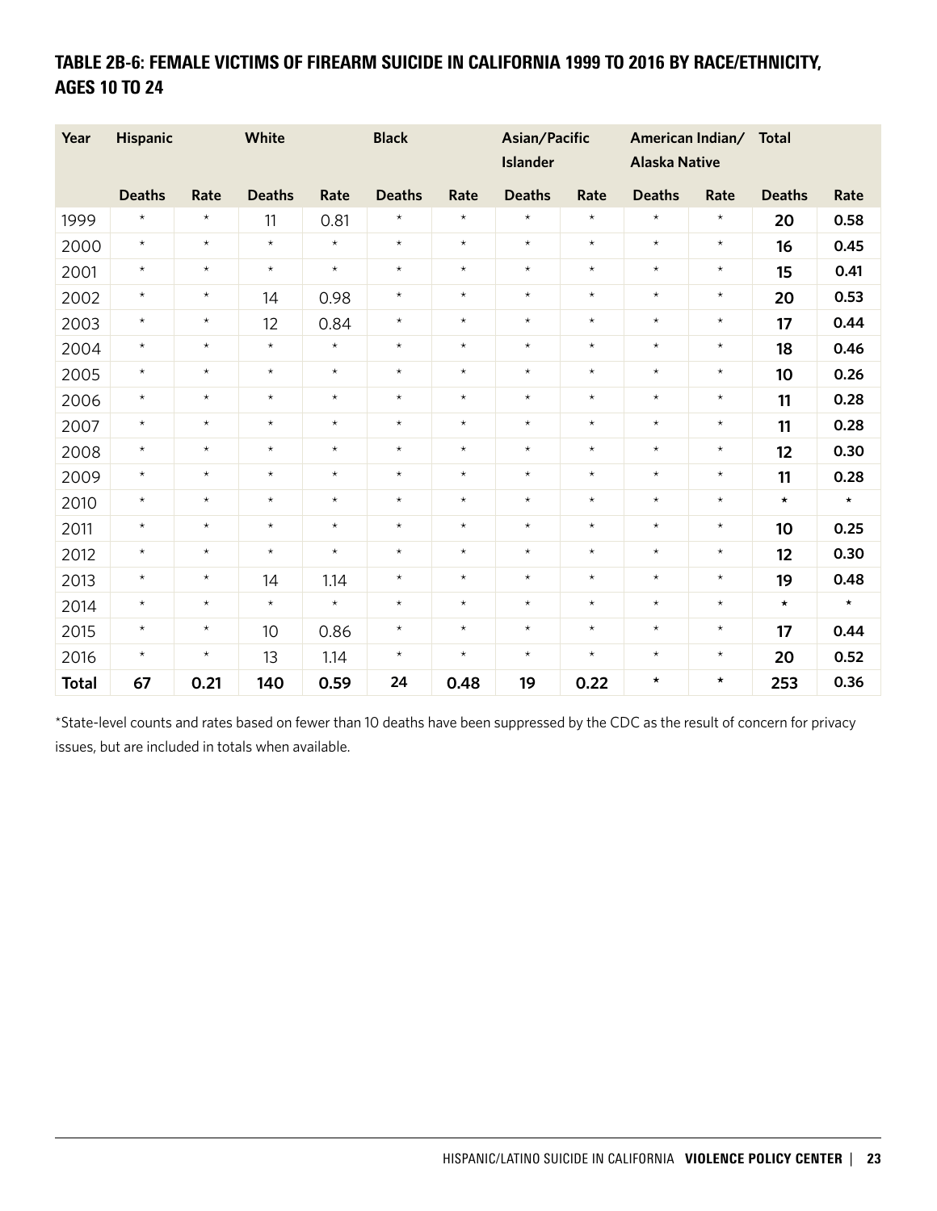## TABLE 2B-6: FEMALE VICTIMS OF FIREARM SUICIDE IN CALIFORNIA 1999 TO 2016 BY RACE/ETHNICITY, AGES 10 TO 24

| Year | Hispanic | | White | | Black | | Asian/Pacific Islander | | American Indian/ Alaska Native | | Total | |
|---|---|---|---|---|---|---|---|---|---|---|---|---|
| | Deaths | Rate | Deaths | Rate | Deaths | Rate | Deaths | Rate | Deaths | Rate | Deaths | Rate |
| 1999 | * | * | 11 | 0.81 | * | * | * | * | * | * | **20** | **0.58** |
| 2000 | * | * | * | * | * | * | * | * | * | * | **16** | **0.45** |
| 2001 | * | * | * | * | * | * | * | * | * | * | **15** | **0.41** |
| 2002 | * | * | 14 | 0.98 | * | * | * | * | * | * | **20** | **0.53** |
| 2003 | * | * | 12 | 0.84 | * | * | * | * | * | * | **17** | **0.44** |
| 2004 | * | * | * | * | * | * | * | * | * | * | **18** | **0.46** |
| 2005 | * | * | * | * | * | * | * | * | * | * | **10** | **0.26** |
| 2006 | * | * | * | * | * | * | * | * | * | * | **11** | **0.28** |
| 2007 | * | * | * | * | * | * | * | * | * | * | **11** | **0.28** |
| 2008 | * | * | * | * | * | * | * | * | * | * | **12** | **0.30** |
| 2009 | * | * | * | * | * | * | * | * | * | * | **11** | **0.28** |
| 2010 | * | * | * | * | * | * | * | * | * | * | * | * |
| 2011 | * | * | * | * | * | * | * | * | * | * | **10** | **0.25** |
| 2012 | * | * | * | * | * | * | * | * | * | * | **12** | **0.30** |
| 2013 | * | * | 14 | 1.14 | * | * | * | * | * | * | **19** | **0.48** |
| 2014 | * | * | * | * | * | * | * | * | * | * | * | * |
| 2015 | * | * | 10 | 0.86 | * | * | * | * | * | * | **17** | **0.44** |
| 2016 | * | * | 13 | 1.14 | * | * | * | * | * | * | **20** | **0.52** |
| **Total** | **67** | **0.21** | **140** | **0.59** | **24** | **0.48** | **19** | **0.22** | * | * | **253** | **0.36** |

*State-level counts and rates based on fewer than 10 deaths have been suppressed by the CDC as the result of concern for privacy issues, but are included in totals when available.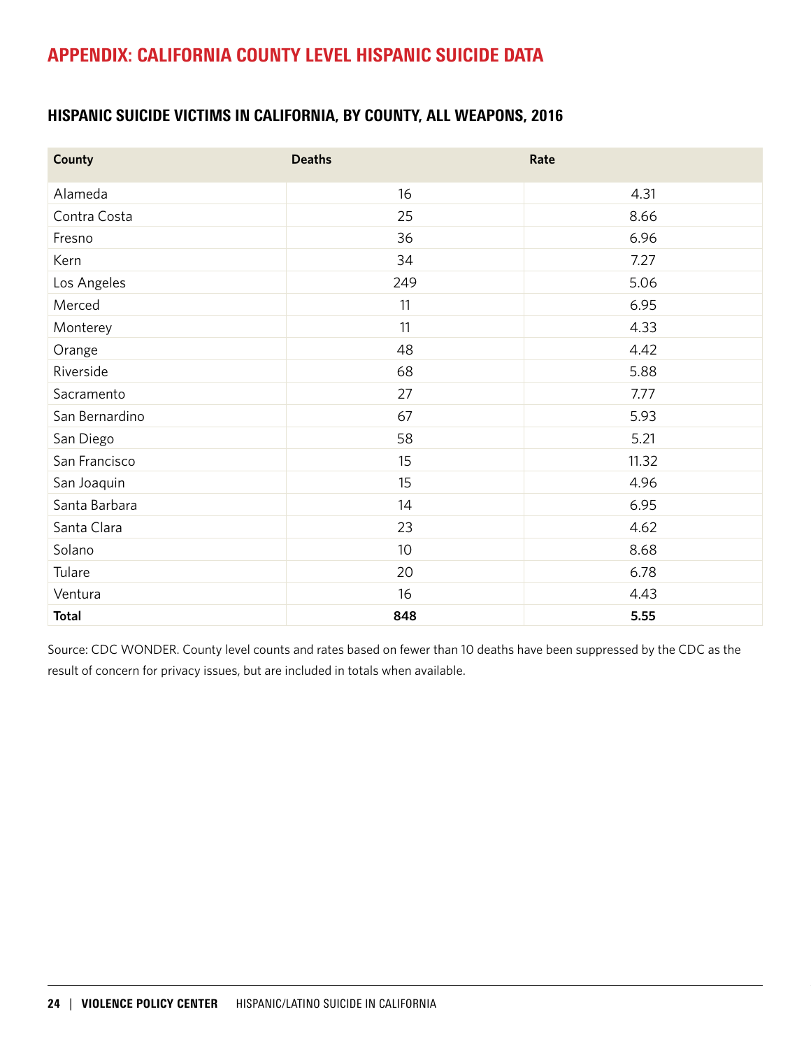# APPENDIX: CALIFORNIA COUNTY LEVEL HISPANIC SUICIDE DATA

## HISPANIC SUICIDE VICTIMS IN CALIFORNIA, BY COUNTY, ALL WEAPONS, 2016

| County | Deaths | Rate |
|---|---|---|
| Alameda | 16 | 4.31 |
| Contra Costa | 25 | 8.66 |
| Fresno | 36 | 6.96 |
| Kern | 34 | 7.27 |
| Los Angeles | 249 | 5.06 |
| Merced | 11 | 6.95 |
| Monterey | 11 | 4.33 |
| Orange | 48 | 4.42 |
| Riverside | 68 | 5.88 |
| Sacramento | 27 | 7.77 |
| San Bernardino | 67 | 5.93 |
| San Diego | 58 | 5.21 |
| San Francisco | 15 | 11.32 |
| San Joaquin | 15 | 4.96 |
| Santa Barbara | 14 | 6.95 |
| Santa Clara | 23 | 4.62 |
| Solano | 10 | 8.68 |
| Tulare | 20 | 6.78 |
| Ventura | 16 | 4.43 |
| **Total** | **848** | **5.55** |

Source: CDC WONDER. County level counts and rates based on fewer than 10 deaths have been suppressed by the CDC as the result of concern for privacy issues, but are included in totals when available.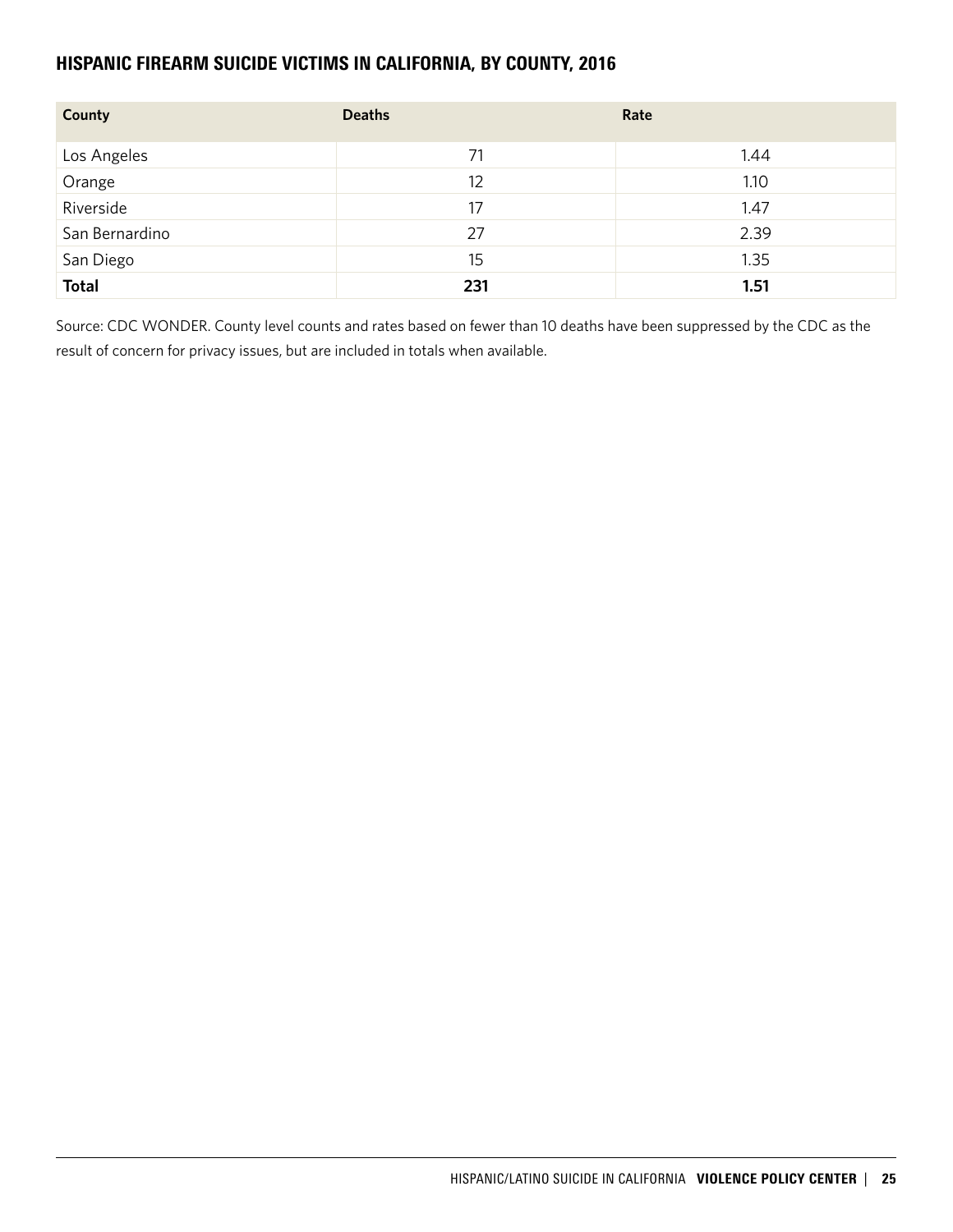## HISPANIC FIREARM SUICIDE VICTIMS IN CALIFORNIA, BY COUNTY, 2016

| County | Deaths | Rate |
|---|---|---|
| Los Angeles | 71 | 1.44 |
| Orange | 12 | 1.10 |
| Riverside | 17 | 1.47 |
| San Bernardino | 27 | 2.39 |
| San Diego | 15 | 1.35 |
| **Total** | **231** | **1.51** |

Source: CDC WONDER. County level counts and rates based on fewer than 10 deaths have been suppressed by the CDC as the result of concern for privacy issues, but are included in totals when available.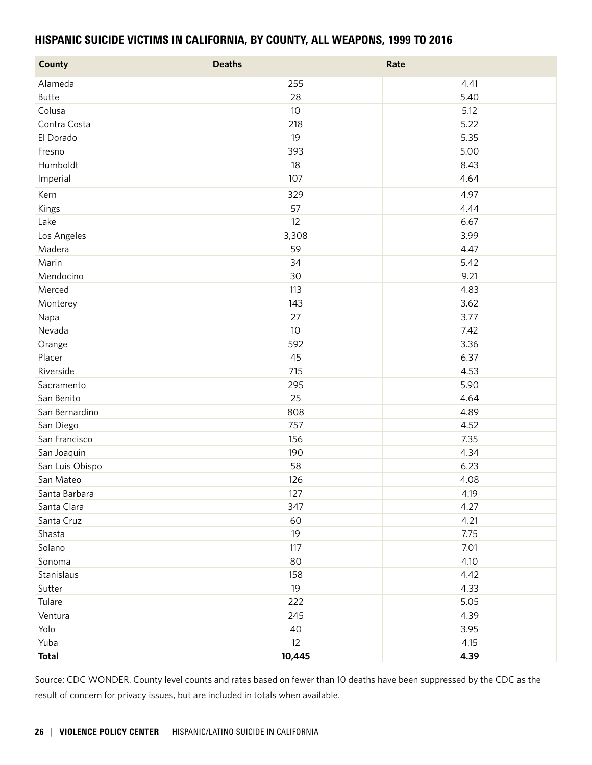## HISPANIC SUICIDE VICTIMS IN CALIFORNIA, BY COUNTY, ALL WEAPONS, 1999 TO 2016

| County | Deaths | Rate |
|---|---|---|
| Alameda | 255 | 4.41 |
| Butte | 28 | 5.40 |
| Colusa | 10 | 5.12 |
| Contra Costa | 218 | 5.22 |
| El Dorado | 19 | 5.35 |
| Fresno | 393 | 5.00 |
| Humboldt | 18 | 8.43 |
| Imperial | 107 | 4.64 |
| Kern | 329 | 4.97 |
| Kings | 57 | 4.44 |
| Lake | 12 | 6.67 |
| Los Angeles | 3,308 | 3.99 |
| Madera | 59 | 4.47 |
| Marin | 34 | 5.42 |
| Mendocino | 30 | 9.21 |
| Merced | 113 | 4.83 |
| Monterey | 143 | 3.62 |
| Napa | 27 | 3.77 |
| Nevada | 10 | 7.42 |
| Orange | 592 | 3.36 |
| Placer | 45 | 6.37 |
| Riverside | 715 | 4.53 |
| Sacramento | 295 | 5.90 |
| San Benito | 25 | 4.64 |
| San Bernardino | 808 | 4.89 |
| San Diego | 757 | 4.52 |
| San Francisco | 156 | 7.35 |
| San Joaquin | 190 | 4.34 |
| San Luis Obispo | 58 | 6.23 |
| San Mateo | 126 | 4.08 |
| Santa Barbara | 127 | 4.19 |
| Santa Clara | 347 | 4.27 |
| Santa Cruz | 60 | 4.21 |
| Shasta | 19 | 7.75 |
| Solano | 117 | 7.01 |
| Sonoma | 80 | 4.10 |
| Stanislaus | 158 | 4.42 |
| Sutter | 19 | 4.33 |
| Tulare | 222 | 5.05 |
| Ventura | 245 | 4.39 |
| Yolo | 40 | 3.95 |
| Yuba | 12 | 4.15 |
| **Total** | **10,445** | **4.39** |

Source: CDC WONDER. County level counts and rates based on fewer than 10 deaths have been suppressed by the CDC as the result of concern for privacy issues, but are included in totals when available.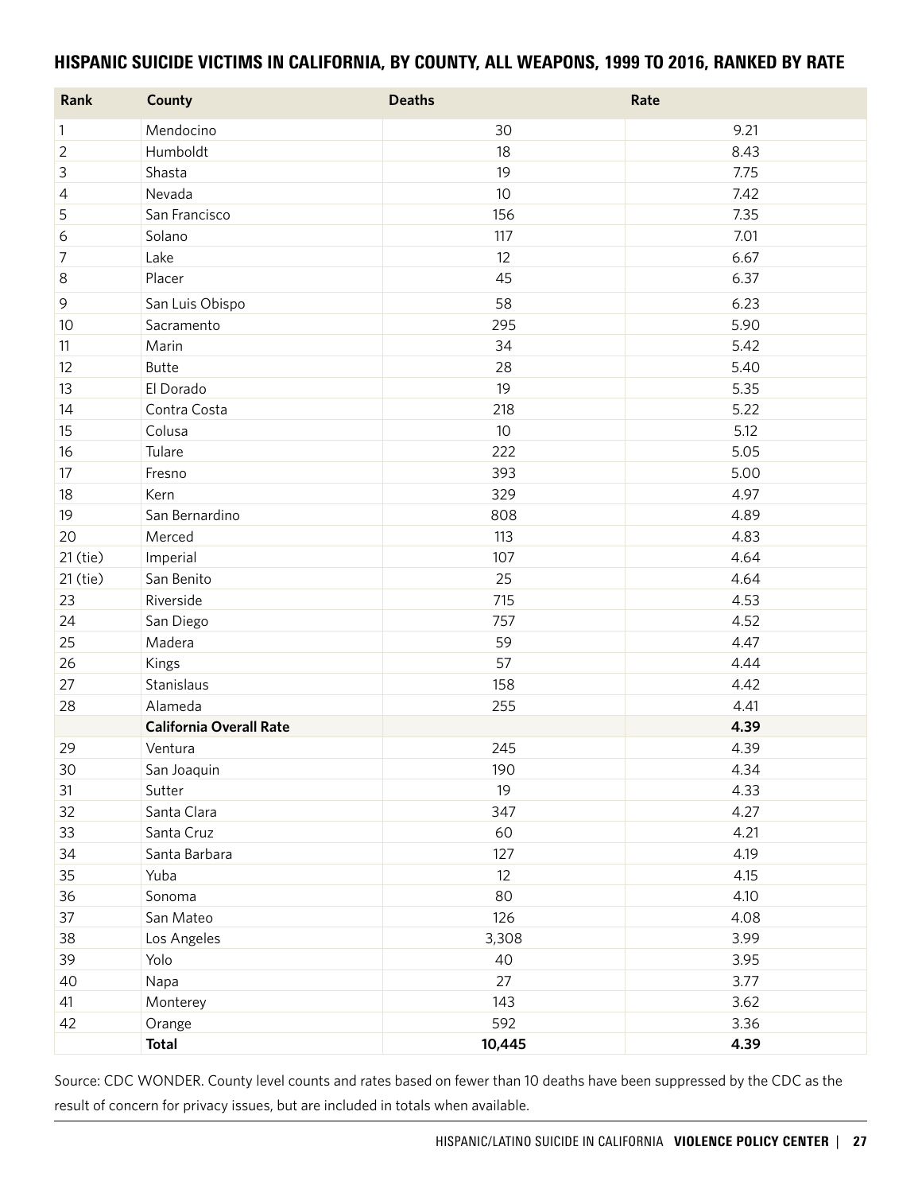## HISPANIC SUICIDE VICTIMS IN CALIFORNIA, BY COUNTY, ALL WEAPONS, 1999 TO 2016, RANKED BY RATE

| Rank | County | Deaths | Rate |
|---|---|---|---|
| 1 | Mendocino | 30 | 9.21 |
| 2 | Humboldt | 18 | 8.43 |
| 3 | Shasta | 19 | 7.75 |
| 4 | Nevada | 10 | 7.42 |
| 5 | San Francisco | 156 | 7.35 |
| 6 | Solano | 117 | 7.01 |
| 7 | Lake | 12 | 6.67 |
| 8 | Placer | 45 | 6.37 |
| 9 | San Luis Obispo | 58 | 6.23 |
| 10 | Sacramento | 295 | 5.90 |
| 11 | Marin | 34 | 5.42 |
| 12 | Butte | 28 | 5.40 |
| 13 | El Dorado | 19 | 5.35 |
| 14 | Contra Costa | 218 | 5.22 |
| 15 | Colusa | 10 | 5.12 |
| 16 | Tulare | 222 | 5.05 |
| 17 | Fresno | 393 | 5.00 |
| 18 | Kern | 329 | 4.97 |
| 19 | San Bernardino | 808 | 4.89 |
| 20 | Merced | 113 | 4.83 |
| 21 (tie) | Imperial | 107 | 4.64 |
| 21 (tie) | San Benito | 25 | 4.64 |
| 23 | Riverside | 715 | 4.53 |
| 24 | San Diego | 757 | 4.52 |
| 25 | Madera | 59 | 4.47 |
| 26 | Kings | 57 | 4.44 |
| 27 | Stanislaus | 158 | 4.42 |
| 28 | Alameda | 255 | 4.41 |
| | **California Overall Rate** | | **4.39** |
| 29 | Ventura | 245 | 4.39 |
| 30 | San Joaquin | 190 | 4.34 |
| 31 | Sutter | 19 | 4.33 |
| 32 | Santa Clara | 347 | 4.27 |
| 33 | Santa Cruz | 60 | 4.21 |
| 34 | Santa Barbara | 127 | 4.19 |
| 35 | Yuba | 12 | 4.15 |
| 36 | Sonoma | 80 | 4.10 |
| 37 | San Mateo | 126 | 4.08 |
| 38 | Los Angeles | 3,308 | 3.99 |
| 39 | Yolo | 40 | 3.95 |
| 40 | Napa | 27 | 3.77 |
| 41 | Monterey | 143 | 3.62 |
| 42 | Orange | 592 | 3.36 |
| | **Total** | **10,445** | **4.39** |

Source: CDC WONDER. County level counts and rates based on fewer than 10 deaths have been suppressed by the CDC as the result of concern for privacy issues, but are included in totals when available.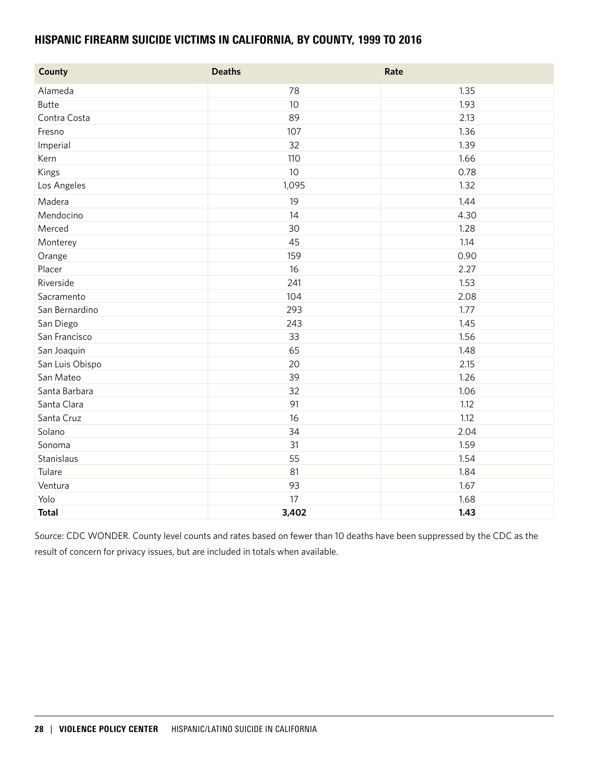## HISPANIC FIREARM SUICIDE VICTIMS IN CALIFORNIA, BY COUNTY, 1999 TO 2016

| County | Deaths | Rate |
|---|---|---|
| Alameda | 78 | 1.35 |
| Butte | 10 | 1.93 |
| Contra Costa | 89 | 2.13 |
| Fresno | 107 | 1.36 |
| Imperial | 32 | 1.39 |
| Kern | 110 | 1.66 |
| Kings | 10 | 0.78 |
| Los Angeles | 1,095 | 1.32 |
| Madera | 19 | 1.44 |
| Mendocino | 14 | 4.30 |
| Merced | 30 | 1.28 |
| Monterey | 45 | 1.14 |
| Orange | 159 | 0.90 |
| Placer | 16 | 2.27 |
| Riverside | 241 | 1.53 |
| Sacramento | 104 | 2.08 |
| San Bernardino | 293 | 1.77 |
| San Diego | 243 | 1.45 |
| San Francisco | 33 | 1.56 |
| San Joaquin | 65 | 1.48 |
| San Luis Obispo | 20 | 2.15 |
| San Mateo | 39 | 1.26 |
| Santa Barbara | 32 | 1.06 |
| Santa Clara | 91 | 1.12 |
| Santa Cruz | 16 | 1.12 |
| Solano | 34 | 2.04 |
| Sonoma | 31 | 1.59 |
| Stanislaus | 55 | 1.54 |
| Tulare | 81 | 1.84 |
| Ventura | 93 | 1.67 |
| Yolo | 17 | 1.68 |
| **Total** | **3,402** | **1.43** |

Source: CDC WONDER. County level counts and rates based on fewer than 10 deaths have been suppressed by the CDC as the result of concern for privacy issues, but are included in totals when available.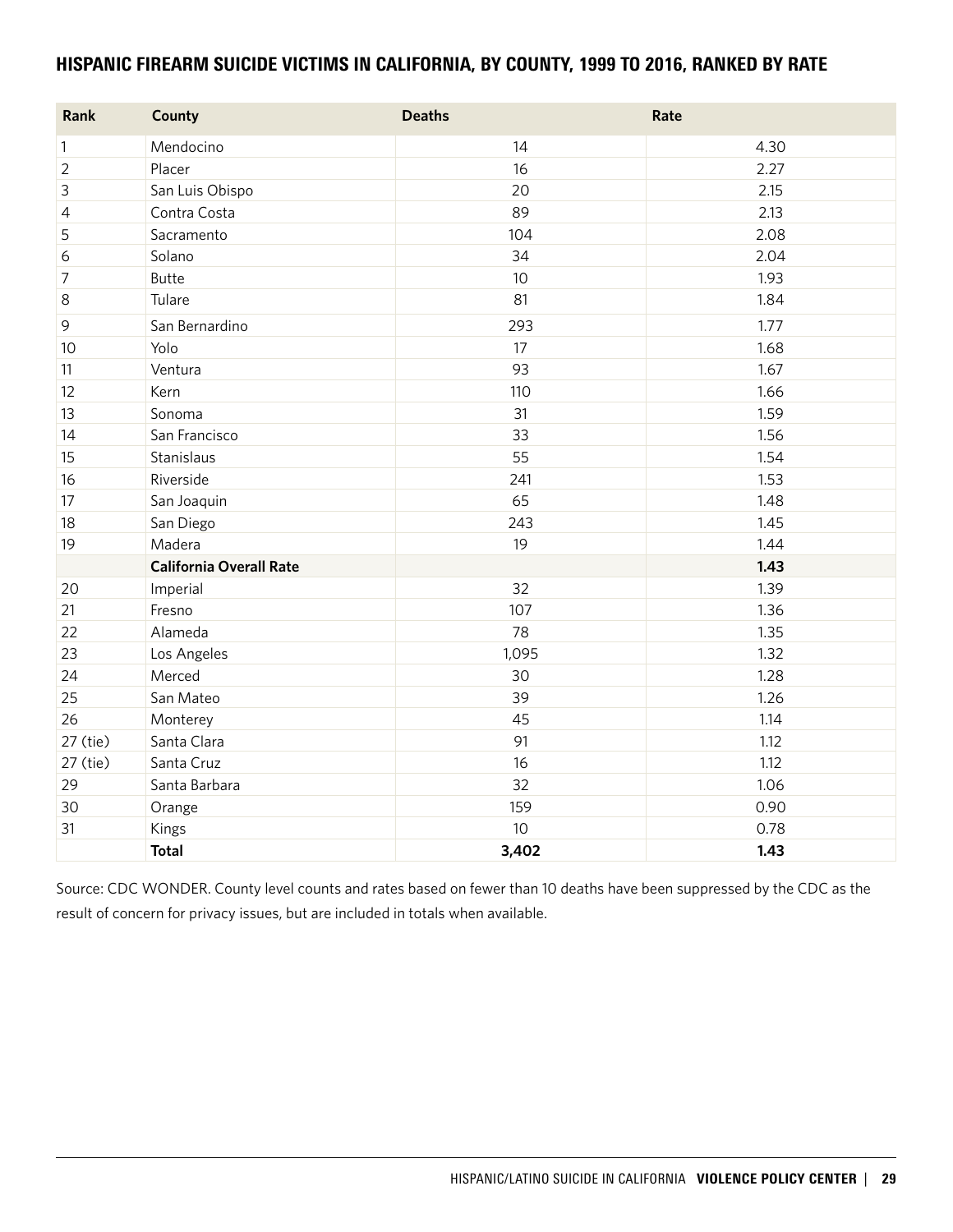## HISPANIC FIREARM SUICIDE VICTIMS IN CALIFORNIA, BY COUNTY, 1999 TO 2016, RANKED BY RATE

| Rank | County | Deaths | Rate |
|---|---|---|---|
| 1 | Mendocino | 14 | 4.30 |
| 2 | Placer | 16 | 2.27 |
| 3 | San Luis Obispo | 20 | 2.15 |
| 4 | Contra Costa | 89 | 2.13 |
| 5 | Sacramento | 104 | 2.08 |
| 6 | Solano | 34 | 2.04 |
| 7 | Butte | 10 | 1.93 |
| 8 | Tulare | 81 | 1.84 |
| 9 | San Bernardino | 293 | 1.77 |
| 10 | Yolo | 17 | 1.68 |
| 11 | Ventura | 93 | 1.67 |
| 12 | Kern | 110 | 1.66 |
| 13 | Sonoma | 31 | 1.59 |
| 14 | San Francisco | 33 | 1.56 |
| 15 | Stanislaus | 55 | 1.54 |
| 16 | Riverside | 241 | 1.53 |
| 17 | San Joaquin | 65 | 1.48 |
| 18 | San Diego | 243 | 1.45 |
| 19 | Madera | 19 | 1.44 |
| | **California Overall Rate** | | **1.43** |
| 20 | Imperial | 32 | 1.39 |
| 21 | Fresno | 107 | 1.36 |
| 22 | Alameda | 78 | 1.35 |
| 23 | Los Angeles | 1,095 | 1.32 |
| 24 | Merced | 30 | 1.28 |
| 25 | San Mateo | 39 | 1.26 |
| 26 | Monterey | 45 | 1.14 |
| 27 (tie) | Santa Clara | 91 | 1.12 |
| 27 (tie) | Santa Cruz | 16 | 1.12 |
| 29 | Santa Barbara | 32 | 1.06 |
| 30 | Orange | 159 | 0.90 |
| 31 | Kings | 10 | 0.78 |
| | **Total** | **3,402** | **1.43** |

Source: CDC WONDER. County level counts and rates based on fewer than 10 deaths have been suppressed by the CDC as the result of concern for privacy issues, but are included in totals when available.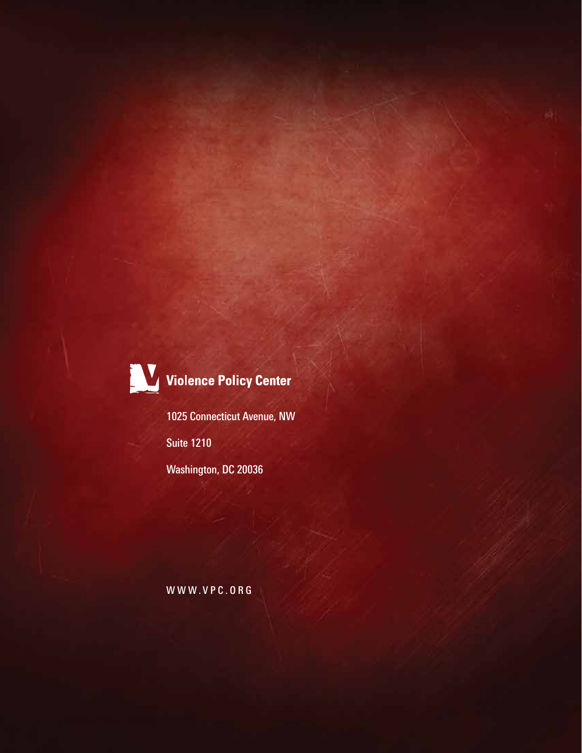Violence Policy Center

1025 Connecticut Avenue, NW

Suite 1210

Washington, DC 20036

WWW.VPC.ORG